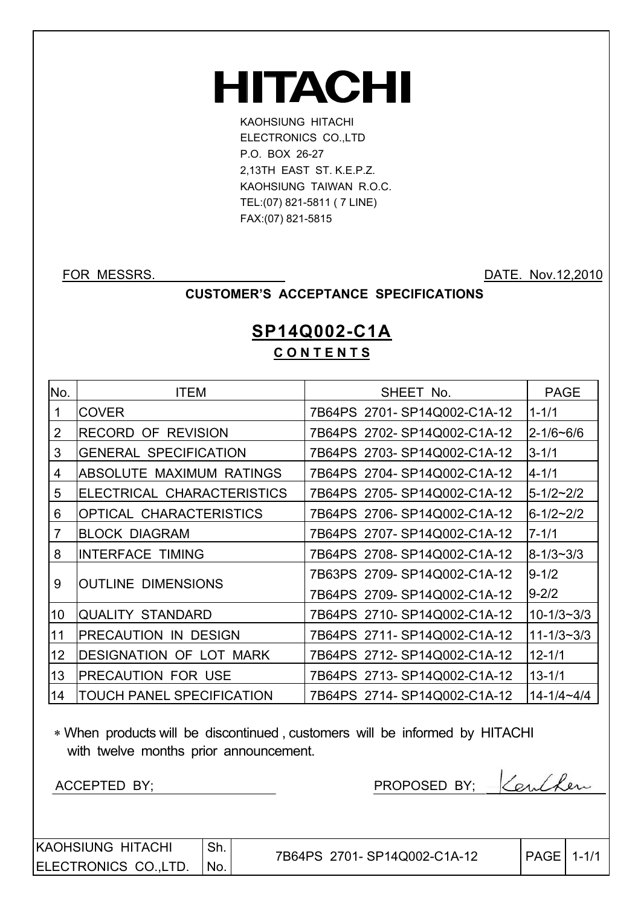# HITACHI

KAOHSIUNG HITACHI
ELECTRONICS CO.,LTD
P.O. BOX 26-27
2,13TH EAST ST. K.E.P.Z.
KAOHSIUNG TAIWAN R.O.C.
TEL:(07) 821-5811 ( 7 LINE)
FAX:(07) 821-5815

FOR MESSRS.

DATE. Nov.12,2010

**CUSTOMER'S ACCEPTANCE SPECIFICATIONS**

## SP14Q002-C1A

**CONTENTS**

| No. | ITEM | SHEET No. | PAGE |
|---|---|---|---|
| 1 | COVER | 7B64PS 2701- SP14Q002-C1A-12 | 1-1/1 |
| 2 | RECORD OF REVISION | 7B64PS 2702- SP14Q002-C1A-12 | 2-1/6~6/6 |
| 3 | GENERAL SPECIFICATION | 7B64PS 2703- SP14Q002-C1A-12 | 3-1/1 |
| 4 | ABSOLUTE MAXIMUM RATINGS | 7B64PS 2704- SP14Q002-C1A-12 | 4-1/1 |
| 5 | ELECTRICAL CHARACTERISTICS | 7B64PS 2705- SP14Q002-C1A-12 | 5-1/2~2/2 |
| 6 | OPTICAL CHARACTERISTICS | 7B64PS 2706- SP14Q002-C1A-12 | 6-1/2~2/2 |
| 7 | BLOCK DIAGRAM | 7B64PS 2707- SP14Q002-C1A-12 | 7-1/1 |
| 8 | INTERFACE TIMING | 7B64PS 2708- SP14Q002-C1A-12 | 8-1/3~3/3 |
| 9 | OUTLINE DIMENSIONS | 7B63PS 2709- SP14Q002-C1A-12 | 9-1/2 |
| | | 7B64PS 2709- SP14Q002-C1A-12 | 9-2/2 |
| 10 | QUALITY STANDARD | 7B64PS 2710- SP14Q002-C1A-12 | 10-1/3~3/3 |
| 11 | PRECAUTION IN DESIGN | 7B64PS 2711- SP14Q002-C1A-12 | 11-1/3~3/3 |
| 12 | DESIGNATION OF LOT MARK | 7B64PS 2712- SP14Q002-C1A-12 | 12-1/1 |
| 13 | PRECAUTION FOR USE | 7B64PS 2713- SP14Q002-C1A-12 | 13-1/1 |
| 14 | TOUCH PANEL SPECIFICATION | 7B64PS 2714- SP14Q002-C1A-12 | 14-1/4~4/4 |

∗ When products will be discontinued , customers will be informed by HITACHI with twelve months prior announcement.

ACCEPTED BY;

PROPOSED BY; Ken Chen

| KAOHSIUNG HITACHI ELECTRONICS CO.,LTD. | Sh. No. | 7B64PS 2701- SP14Q002-C1A-12 | PAGE | 1-1/1 |
|---|---|---|---|---|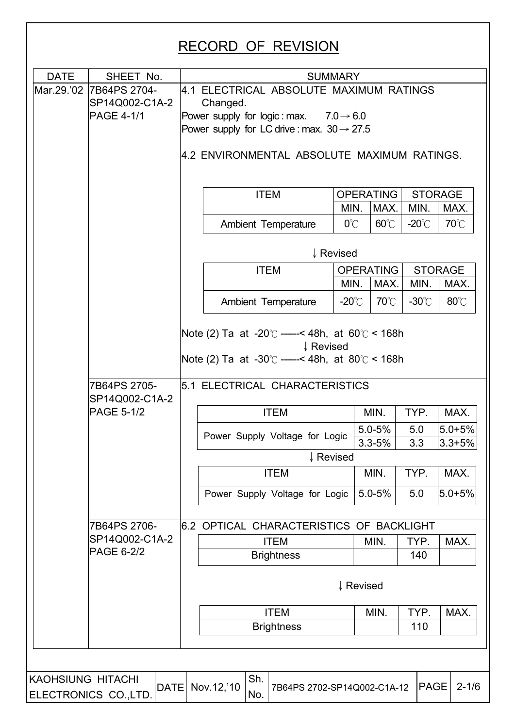# RECORD OF REVISION

| DATE | SHEET No. | SUMMARY |
|---|---|---|
| Mar.29.'02 | 7B64PS 2704-SP14Q002-C1A-2 PAGE 4-1/1 | 4.1 ELECTRICAL ABSOLUTE MAXIMUM RATINGS Changed. Power supply for logic : max. 7.0 → 6.0 Power supply for LC drive : max. 30 → 27.5 |
| | | 4.2 ENVIRONMENTAL ABSOLUTE MAXIMUM RATINGS. |

| ITEM | OPERATING | | STORAGE | |
|---|---|---|---|---|
| | MIN. | MAX. | MIN. | MAX. |
| Ambient Temperature | 0℃ | 60℃ | -20℃ | 70℃ |

↓ Revised

| ITEM | OPERATING | | STORAGE | |
|---|---|---|---|---|
| | MIN. | MAX. | MIN. | MAX. |
| Ambient Temperature | -20℃ | 70℃ | -30℃ | 80℃ |

Note (2) Ta at -20℃ ------< 48h, at 60℃ < 168h

↓ Revised

Note (2) Ta at -30℃ ------< 48h, at 80℃ < 168h

7B64PS 2705-SP14Q002-C1A-2 PAGE 5-1/2

5.1 ELECTRICAL CHARACTERISTICS

| ITEM | MIN. | TYP. | MAX. |
|---|---|---|---|
| Power Supply Voltage for Logic | 5.0-5% | 5.0 | 5.0+5% |
| | 3.3-5% | 3.3 | 3.3+5% |

↓ Revised

| ITEM | MIN. | TYP. | MAX. |
|---|---|---|---|
| Power Supply Voltage for Logic | 5.0-5% | 5.0 | 5.0+5% |

7B64PS 2706-SP14Q002-C1A-2 PAGE 6-2/2

6.2 OPTICAL CHARACTERISTICS OF BACKLIGHT

| ITEM | MIN. | TYP. | MAX. |
|---|---|---|---|
| Brightness | | 140 | |

↓ Revised

| ITEM | MIN. | TYP. | MAX. |
|---|---|---|---|
| Brightness | | 110 | |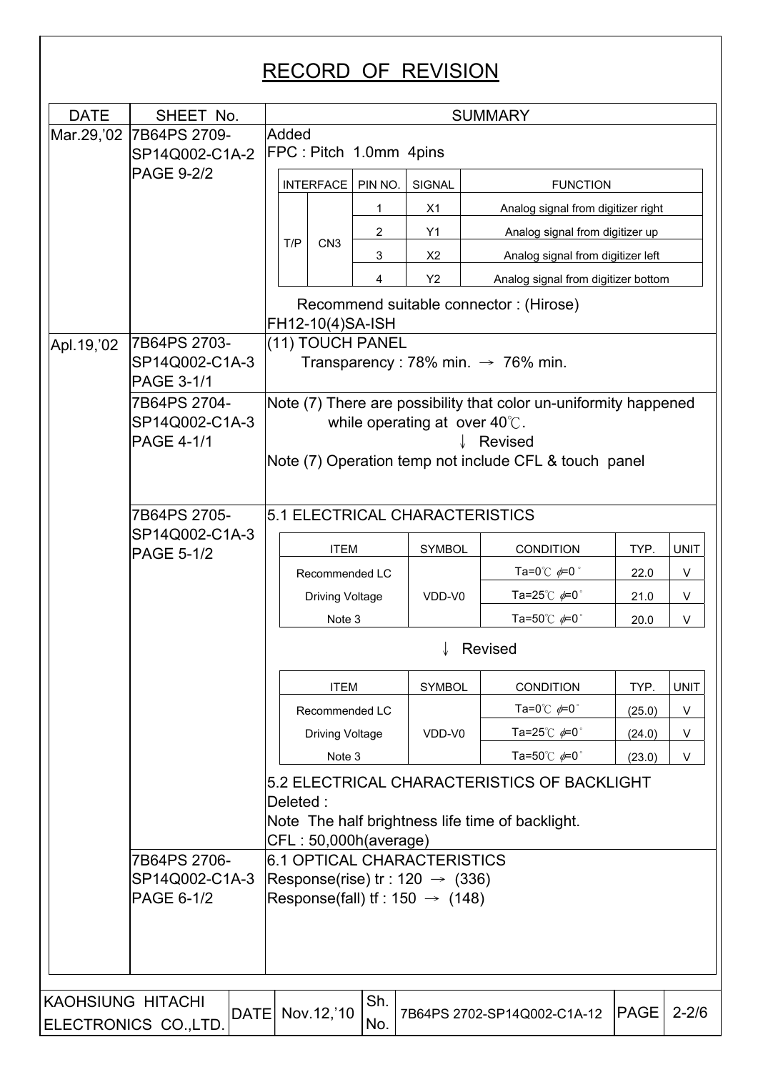# RECORD OF REVISION

| DATE | SHEET No. | SUMMARY |
|---|---|---|
| Mar.29,'02 | 7B64PS 2709-SP14Q002-C1A-2 PAGE 9-2/2 | Added<br>FPC : Pitch 1.0mm 4pins<br>(see table A below)<br>Recommend suitable connector : (Hirose) FH12-10(4)SA-ISH |
| Apl.19,'02 | 7B64PS 2703-SP14Q002-C1A-3 PAGE 3-1/1 | (11) TOUCH PANEL<br>Transparency : 78% min. → 76% min. |
| | 7B64PS 2704-SP14Q002-C1A-3 PAGE 4-1/1 | Note (7) There are possibility that color un-uniformity happened while operating at over 40℃.<br>↓ Revised<br>Note (7) Operation temp not include CFL & touch panel |
| | 7B64PS 2705-SP14Q002-C1A-3 PAGE 5-1/2 | 5.1 ELECTRICAL CHARACTERISTICS<br>(see tables B and C below)<br>5.2 ELECTRICAL CHARACTERISTICS OF BACKLIGHT<br>Deleted :<br>Note The half brightness life time of backlight.<br>CFL : 50,000h(average) |
| | 7B64PS 2706-SP14Q002-C1A-3 PAGE 6-1/2 | 6.1 OPTICAL CHARACTERISTICS<br>Response(rise) tr : 120 → (336)<br>Response(fall) tf : 150 → (148) |

Table A (Mar.29,'02, PAGE 9-2/2):

| INTERFACE | | PIN NO. | SIGNAL | FUNCTION |
|---|---|---|---|---|
| T/P | CN3 | 1 | X1 | Analog signal from digitizer right |
| | | 2 | Y1 | Analog signal from digitizer up |
| | | 3 | X2 | Analog signal from digitizer left |
| | | 4 | Y2 | Analog signal from digitizer bottom |

Table B (5.1 ELECTRICAL CHARACTERISTICS, before revision):

| ITEM | SYMBOL | CONDITION | TYP. | UNIT |
|---|---|---|---|---|
| Recommended LC Driving Voltage Note 3 | VDD-V0 | Ta=0℃ ϕ=0° | 22.0 | V |
| | | Ta=25℃ ϕ=0° | 21.0 | V |
| | | Ta=50℃ ϕ=0° | 20.0 | V |

↓ Revised

Table C (5.1 ELECTRICAL CHARACTERISTICS, after revision):

| ITEM | SYMBOL | CONDITION | TYP. | UNIT |
|---|---|---|---|---|
| Recommended LC Driving Voltage Note 3 | VDD-V0 | Ta=0℃ ϕ=0° | (25.0) | V |
| | | Ta=25℃ ϕ=0° | (24.0) | V |
| | | Ta=50℃ ϕ=0° | (23.0) | V |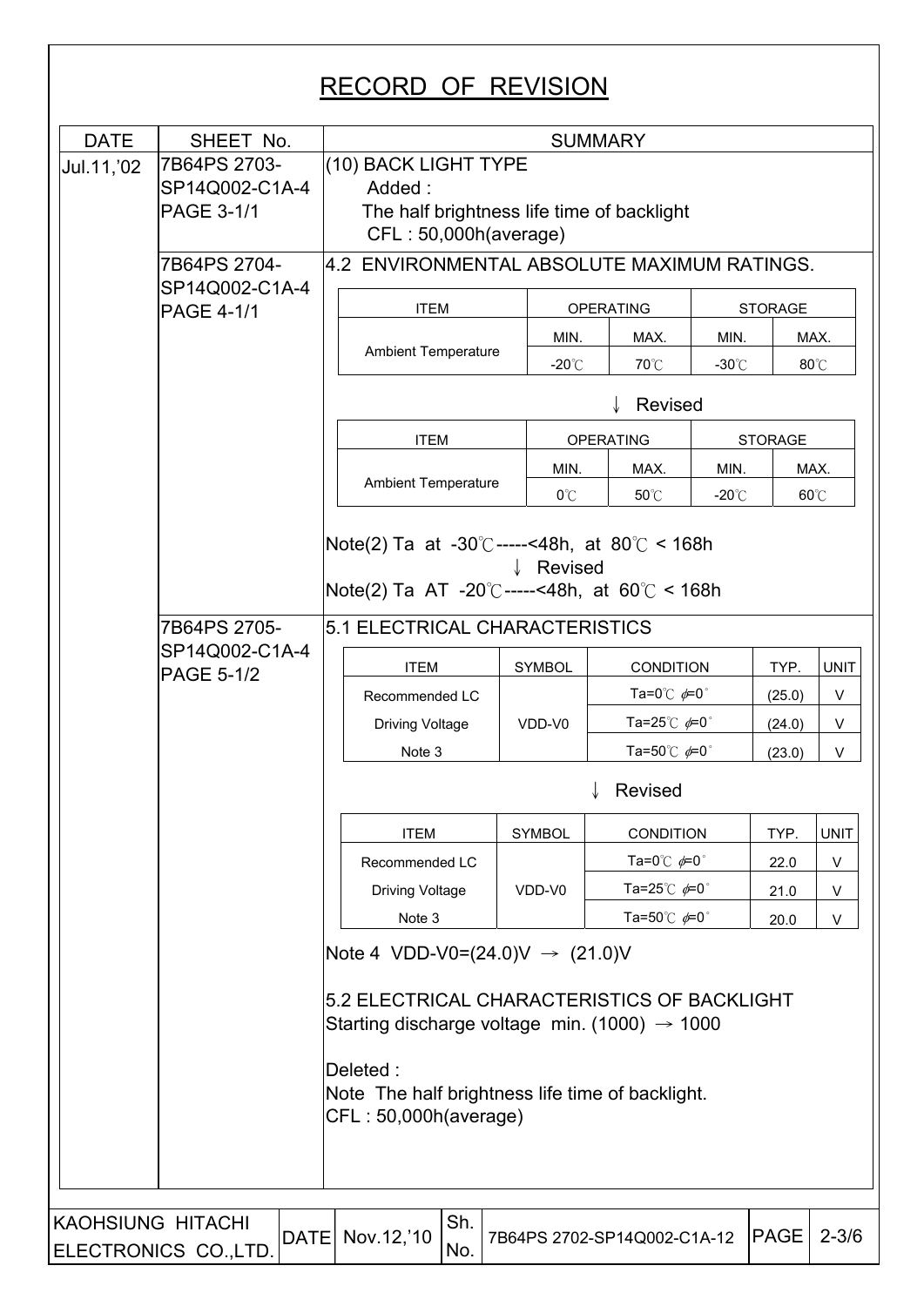# RECORD OF REVISION

| DATE | SHEET No. | SUMMARY |
|---|---|---|
| Jul.11,'02 | 7B64PS 2703-SP14Q002-C1A-4 PAGE 3-1/1 | (10) BACK LIGHT TYPE<br>Added :<br>The half brightness life time of backlight<br>CFL : 50,000h(average) |
| | 7B64PS 2704-SP14Q002-C1A-4 PAGE 4-1/1 | 4.2 ENVIRONMENTAL ABSOLUTE MAXIMUM RATINGS. (see tables below) |
| | 7B64PS 2705-SP14Q002-C1A-4 PAGE 5-1/2 | 5.1 ELECTRICAL CHARACTERISTICS (see tables below) |

**4.2 ENVIRONMENTAL ABSOLUTE MAXIMUM RATINGS.**

| ITEM | OPERATING | | STORAGE | |
|---|---|---|---|---|
| | MIN. | MAX. | MIN. | MAX. |
| Ambient Temperature | -20℃ | 70℃ | -30℃ | 80℃ |

↓ Revised

| ITEM | OPERATING | | STORAGE | |
|---|---|---|---|---|
| | MIN. | MAX. | MIN. | MAX. |
| Ambient Temperature | 0℃ | 50℃ | -20℃ | 60℃ |

Note(2) Ta at -30℃-----<48h, at 80℃ < 168h

↓ Revised

Note(2) Ta AT -20℃-----<48h, at 60℃ < 168h

**5.1 ELECTRICAL CHARACTERISTICS**

| ITEM | SYMBOL | CONDITION | TYP. | UNIT |
|---|---|---|---|---|
| Recommended LC | | Ta=0℃ φ=0° | (25.0) | V |
| Driving Voltage | VDD-V0 | Ta=25℃ φ=0° | (24.0) | V |
| Note 3 | | Ta=50℃ φ=0° | (23.0) | V |

↓ Revised

| ITEM | SYMBOL | CONDITION | TYP. | UNIT |
|---|---|---|---|---|
| Recommended LC | | Ta=0℃ φ=0° | 22.0 | V |
| Driving Voltage | VDD-V0 | Ta=25℃ φ=0° | 21.0 | V |
| Note 3 | | Ta=50℃ φ=0° | 20.0 | V |

Note 4 VDD-V0=(24.0)V → (21.0)V

5.2 ELECTRICAL CHARACTERISTICS OF BACKLIGHT
Starting discharge voltage min. (1000) → 1000

Deleted :
Note The half brightness life time of backlight.
CFL : 50,000h(average)

| KAOHSIUNG HITACHI ELECTRONICS CO.,LTD. | DATE | Nov.12,'10 | Sh. No. | 7B64PS 2702-SP14Q002-C1A-12 | PAGE | 2-3/6 |
|---|---|---|---|---|---|---|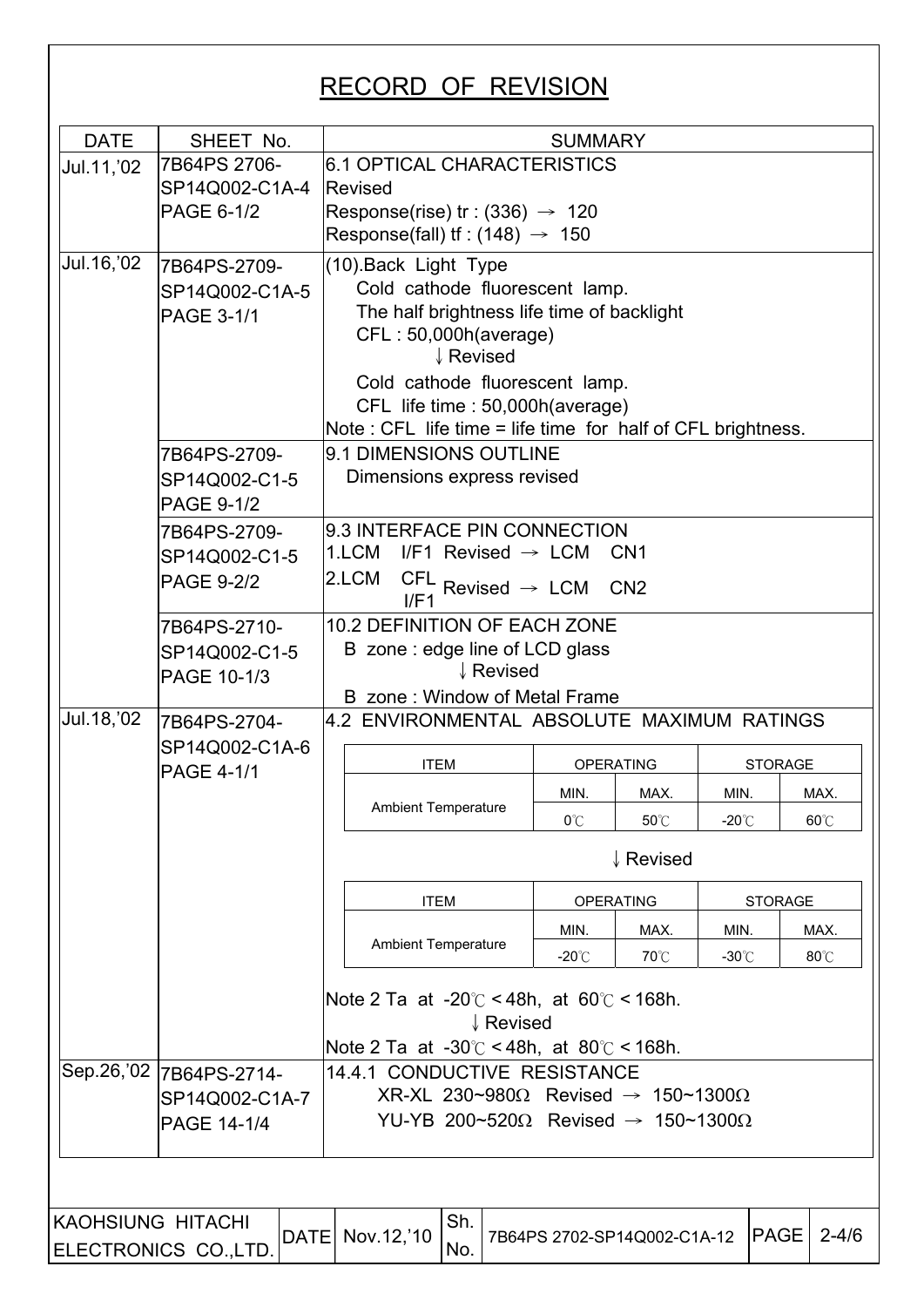# RECORD OF REVISION

| DATE | SHEET No. | SUMMARY |
|---|---|---|
| Jul.11,'02 | 7B64PS 2706-SP14Q002-C1A-4 PAGE 6-1/2 | 6.1 OPTICAL CHARACTERISTICS<br>Revised<br>Response(rise) tr : (336) → 120<br>Response(fall) tf : (148) → 150 |
| Jul.16,'02 | 7B64PS-2709-SP14Q002-C1A-5 PAGE 3-1/1 | (10).Back Light Type<br>Cold cathode fluorescent lamp.<br>The half brightness life time of backlight<br>CFL : 50,000h(average)<br>↓ Revised<br>Cold cathode fluorescent lamp.<br>CFL life time : 50,000h(average)<br>Note : CFL life time = life time for half of CFL brightness. |
| | 7B64PS-2709-SP14Q002-C1-5 PAGE 9-1/2 | 9.1 DIMENSIONS OUTLINE<br>Dimensions express revised |
| | 7B64PS-2709-SP14Q002-C1-5 PAGE 9-2/2 | 9.3 INTERFACE PIN CONNECTION<br>1.LCM I/F1 Revised → LCM CN1<br>2.LCM CFL I/F1 Revised → LCM CN2 |
| | 7B64PS-2710-SP14Q002-C1-5 PAGE 10-1/3 | 10.2 DEFINITION OF EACH ZONE<br>B zone : edge line of LCD glass<br>↓ Revised<br>B zone : Window of Metal Frame |
| Jul.18,'02 | 7B64PS-2704-SP14Q002-C1A-6 PAGE 4-1/1 | 4.2 ENVIRONMENTAL ABSOLUTE MAXIMUM RATINGS<br>(see tables below)<br>Note 2 Ta at -20℃ < 48h, at 60℃ < 168h.<br>↓ Revised<br>Note 2 Ta at -30℃ < 48h, at 80℃ < 168h. |
| Sep.26,'02 | 7B64PS-2714-SP14Q002-C1A-7 PAGE 14-1/4 | 14.4.1 CONDUCTIVE RESISTANCE<br>XR-XL 230~980Ω Revised → 150~1300Ω<br>YU-YB 200~520Ω Revised → 150~1300Ω |

Tables for 4.2 ENVIRONMENTAL ABSOLUTE MAXIMUM RATINGS (Jul.18,'02):

| ITEM | OPERATING | | STORAGE | |
|---|---|---|---|---|
| | MIN. | MAX. | MIN. | MAX. |
| Ambient Temperature | 0℃ | 50℃ | -20℃ | 60℃ |

↓ Revised

| ITEM | OPERATING | | STORAGE | |
|---|---|---|---|---|
| | MIN. | MAX. | MIN. | MAX. |
| Ambient Temperature | -20℃ | 70℃ | -30℃ | 80℃ |

| KAOHSIUNG HITACHI ELECTRONICS CO.,LTD. | DATE | Nov.12,'10 | Sh. No. | 7B64PS 2702-SP14Q002-C1A-12 | PAGE | 2-4/6 |
|---|---|---|---|---|---|---|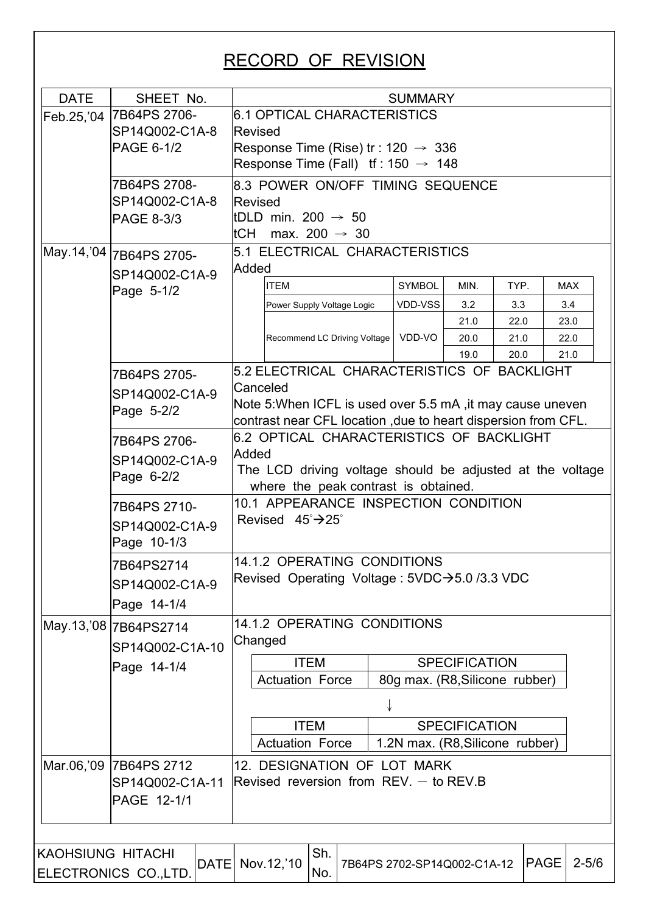# RECORD OF REVISION

| DATE | SHEET No. | SUMMARY |
|---|---|---|
| Feb.25,'04 | 7B64PS 2706-SP14Q002-C1A-8 PAGE 6-1/2 | 6.1 OPTICAL CHARACTERISTICS<br>Revised<br>Response Time (Rise) tr : 120 → 336<br>Response Time (Fall) tf : 150 → 148 |
| | 7B64PS 2708-SP14Q002-C1A-8 PAGE 8-3/3 | 8.3 POWER ON/OFF TIMING SEQUENCE<br>Revised<br>tDLD min. 200 → 50<br>tCH max. 200 → 30 |
| May.14,'04 | 7B64PS 2705-SP14Q002-C1A-9 Page 5-1/2 | 5.1 ELECTRICAL CHARACTERISTICS<br>Added<br>ITEM / SYMBOL / MIN. / TYP. / MAX<br>Power Supply Voltage Logic / VDD-VSS / 3.2 / 3.3 / 3.4<br>Recommend LC Driving Voltage / VDD-VO / 21.0 / 22.0 / 23.0<br>/ / 20.0 / 21.0 / 22.0<br>/ / 19.0 / 20.0 / 21.0 |
| | 7B64PS 2705-SP14Q002-C1A-9 Page 5-2/2 | 5.2 ELECTRICAL CHARACTERISTICS OF BACKLIGHT<br>Canceled<br>Note 5:When ICFL is used over 5.5 mA ,it may cause uneven contrast near CFL location ,due to heart dispersion from CFL. |
| | 7B64PS 2706-SP14Q002-C1A-9 Page 6-2/2 | 6.2 OPTICAL CHARACTERISTICS OF BACKLIGHT<br>Added<br>The LCD driving voltage should be adjusted at the voltage where the peak contrast is obtained. |
| | 7B64PS 2710-SP14Q002-C1A-9 Page 10-1/3 | 10.1 APPEARANCE INSPECTION CONDITION<br>Revised 45°→25° |
| | 7B64PS2714 SP14Q002-C1A-9 Page 14-1/4 | 14.1.2 OPERATING CONDITIONS<br>Revised Operating Voltage : 5VDC→5.0 /3.3 VDC |
| May.13,'08 | 7B64PS2714 SP14Q002-C1A-10 Page 14-1/4 | 14.1.2 OPERATING CONDITIONS<br>Changed<br>ITEM / SPECIFICATION<br>Actuation Force / 80g max. (R8,Silicone rubber)<br>↓<br>ITEM / SPECIFICATION<br>Actuation Force / 1.2N max. (R8,Silicone rubber) |
| Mar.06,'09 | 7B64PS 2712 SP14Q002-C1A-11 PAGE 12-1/1 | 12. DESIGNATION OF LOT MARK<br>Revised reversion from REV. – to REV.B |

| KAOHSIUNG HITACHI ELECTRONICS CO.,LTD. | DATE | Nov.12,'10 | Sh. No. | 7B64PS 2702-SP14Q002-C1A-12 | PAGE | 2-5/6 |
|---|---|---|---|---|---|---|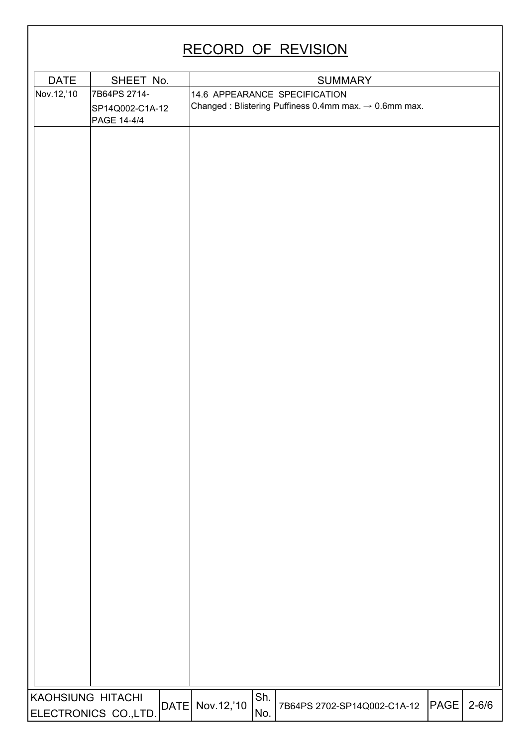# RECORD OF REVISION

| DATE | SHEET No. | SUMMARY |
|---|---|---|
| Nov.12,'10 | 7B64PS 2714-SP14Q002-C1A-12 PAGE 14-4/4 | 14.6 APPEARANCE SPECIFICATION<br>Changed : Blistering Puffiness 0.4mm max. → 0.6mm max. |

| KAOHSIUNG HITACHI ELECTRONICS CO.,LTD. | DATE | Nov.12,'10 | Sh. No. | 7B64PS 2702-SP14Q002-C1A-12 | PAGE | 2-6/6 |
|---|---|---|---|---|---|---|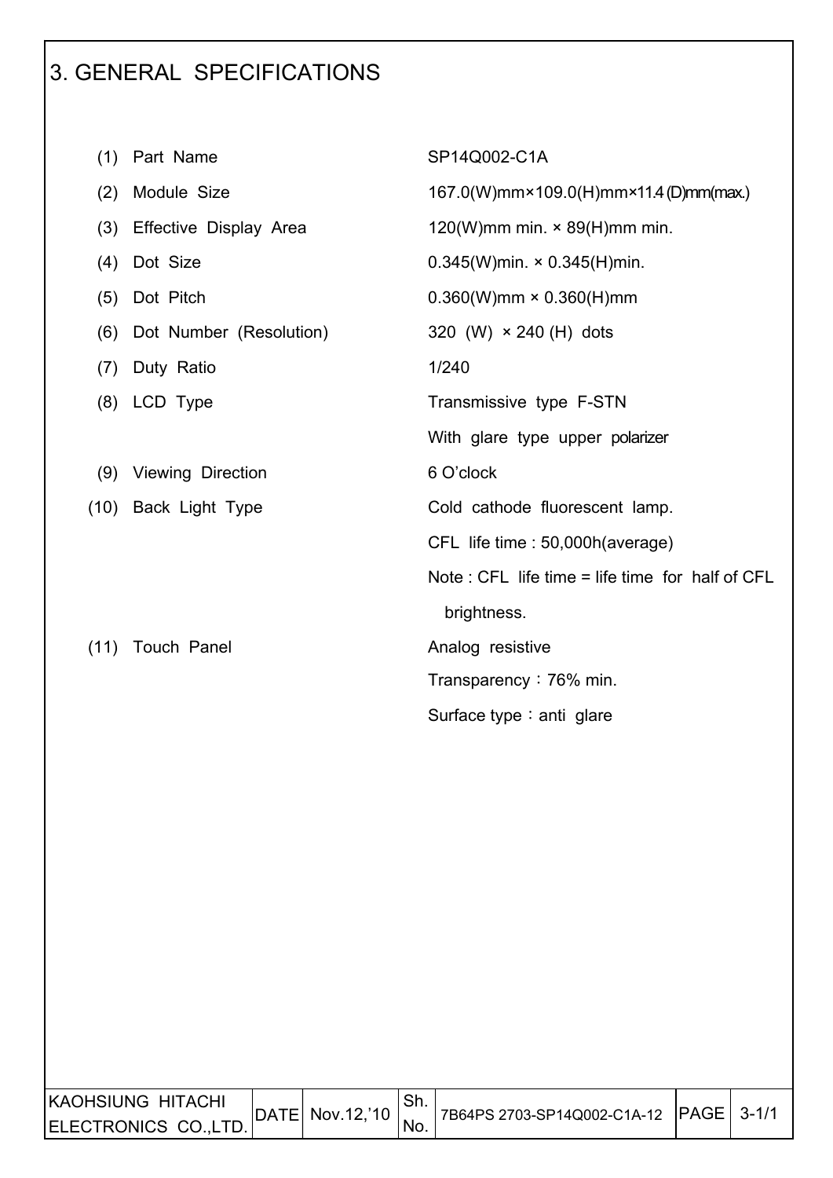# 3. GENERAL SPECIFICATIONS

| | | |
|---|---|---|
| (1) | Part Name | SP14Q002-C1A |
| (2) | Module Size | 167.0(W)mm×109.0(H)mm×11.4 (D)mm(max.) |
| (3) | Effective Display Area | 120(W)mm min. × 89(H)mm min. |
| (4) | Dot Size | 0.345(W)min. × 0.345(H)min. |
| (5) | Dot Pitch | 0.360(W)mm × 0.360(H)mm |
| (6) | Dot Number (Resolution) | 320 (W) × 240 (H) dots |
| (7) | Duty Ratio | 1/240 |
| (8) | LCD Type | Transmissive type F-STN<br>With glare type upper polarizer |
| (9) | Viewing Direction | 6 O'clock |
| (10) | Back Light Type | Cold cathode fluorescent lamp.<br>CFL life time : 50,000h(average)<br>Note : CFL life time = life time for half of CFL brightness. |
| (11) | Touch Panel | Analog resistive<br>Transparency：76% min.<br>Surface type：anti glare |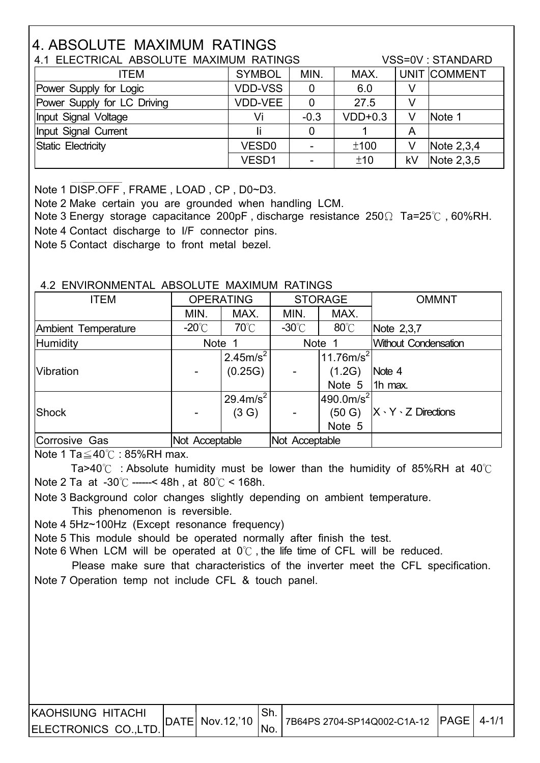# 4. ABSOLUTE MAXIMUM RATINGS

## 4.1 ELECTRICAL ABSOLUTE MAXIMUM RATINGS

VSS=0V : STANDARD

| ITEM | SYMBOL | MIN. | MAX. | UNIT | COMMENT |
|---|---|---|---|---|---|
| Power Supply for Logic | VDD-VSS | 0 | 6.0 | V | |
| Power Supply for LC Driving | VDD-VEE | 0 | 27.5 | V | |
| Input Signal Voltage | Vi | -0.3 | VDD+0.3 | V | Note 1 |
| Input Signal Current | Ii | 0 | 1 | A | |
| Static Electricity | VESD0 | - | ±100 | V | Note 2,3,4 |
| | VESD1 | - | ±10 | kV | Note 2,3,5 |

Note 1 $\overline{\text{DISP.OFF}}$ , FRAME , LOAD , CP , D0~D3.

Note 2 Make certain you are grounded when handling LCM.

Note 3 Energy storage capacitance 200pF , discharge resistance 250Ω Ta=25℃ , 60%RH.

Note 4 Contact discharge to I/F connector pins.

Note 5 Contact discharge to front metal bezel.

## 4.2 ENVIRONMENTAL ABSOLUTE MAXIMUM RATINGS

| ITEM | OPERATING | | STORAGE | | OMMNT |
|---|---|---|---|---|---|
| | MIN. | MAX. | MIN. | MAX. | |
| Ambient Temperature | -20℃ | 70℃ | -30℃ | 80℃ | Note 2,3,7 |
| Humidity | Note 1 | | Note 1 | | Without Condensation |
| Vibration | - | $2.45m/s^2$ (0.25G) | - | $11.76m/s^2$ (1.2G) Note 5 | Note 4 1h max. |
| Shock | - | $29.4m/s^2$ (3 G) | - | $490.0m/s^2$ (50 G) Note 5 | X、Y、Z Directions |
| Corrosive Gas | Not Acceptable | | Not Acceptable | | |

Note 1 Ta≦40℃ : 85%RH max.

Ta>40℃ : Absolute humidity must be lower than the humidity of 85%RH at 40℃

Note 2 Ta at -30℃ ------< 48h , at 80℃ < 168h.

Note 3 Background color changes slightly depending on ambient temperature. This phenomenon is reversible.

Note 4 5Hz~100Hz (Except resonance frequency)

Note 5 This module should be operated normally after finish the test.

Note 6 When LCM will be operated at 0℃ , the life time of CFL will be reduced. Please make sure that characteristics of the inverter meet the CFL specification.

Note 7 Operation temp not include CFL & touch panel.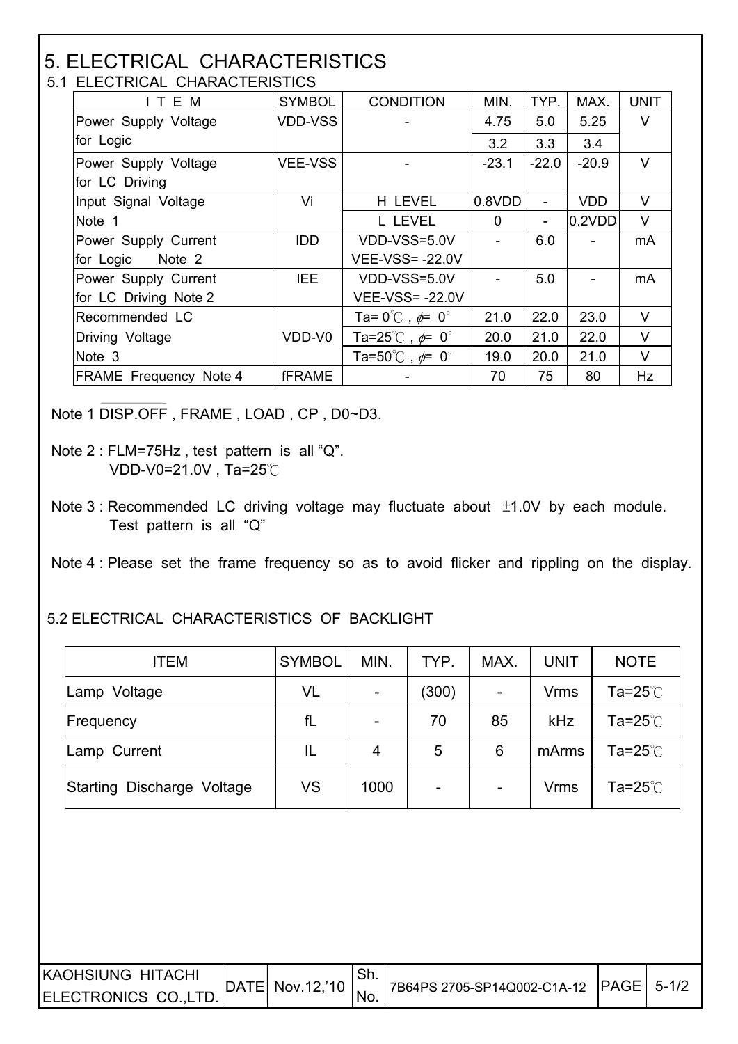# 5. ELECTRICAL CHARACTERISTICS

## 5.1 ELECTRICAL CHARACTERISTICS

| ITEM | SYMBOL | CONDITION | MIN. | TYP. | MAX. | UNIT |
|---|---|---|---|---|---|---|
| Power Supply Voltage for Logic | VDD-VSS | - | 4.75 | 5.0 | 5.25 | V |
| | | | 3.2 | 3.3 | 3.4 | |
| Power Supply Voltage for LC Driving | VEE-VSS | - | -23.1 | -22.0 | -20.9 | V |
| Input Signal Voltage Note 1 | Vi | H LEVEL | 0.8VDD | - | VDD | V |
| | | L LEVEL | 0 | - | 0.2VDD | V |
| Power Supply Current for Logic Note 2 | IDD | VDD-VSS=5.0V VEE-VSS= -22.0V | - | 6.0 | - | mA |
| Power Supply Current for LC Driving Note 2 | IEE | VDD-VSS=5.0V VEE-VSS= -22.0V | - | 5.0 | - | mA |
| Recommended LC Driving Voltage Note 3 | VDD-V0 | Ta= 0℃ , $\phi$= 0° | 21.0 | 22.0 | 23.0 | V |
| | | Ta=25℃ , $\phi$= 0° | 20.0 | 21.0 | 22.0 | V |
| | | Ta=50℃ , $\phi$= 0° | 19.0 | 20.0 | 21.0 | V |
| FRAME Frequency Note 4 | fFRAME | - | 70 | 75 | 80 | Hz |

Note 1 $\overline{\text{DISP.OFF}}$ , FRAME , LOAD , CP , D0~D3.

Note 2 : FLM=75Hz , test pattern is all “Q”.
VDD-V0=21.0V , Ta=25℃

Note 3 : Recommended LC driving voltage may fluctuate about ±1.0V by each module.
Test pattern is all “Q”

Note 4 : Please set the frame frequency so as to avoid flicker and rippling on the display.

## 5.2 ELECTRICAL CHARACTERISTICS OF BACKLIGHT

| ITEM | SYMBOL | MIN. | TYP. | MAX. | UNIT | NOTE |
|---|---|---|---|---|---|---|
| Lamp Voltage | VL | - | (300) | - | Vrms | Ta=25℃ |
| Frequency | fL | - | 70 | 85 | kHz | Ta=25℃ |
| Lamp Current | IL | 4 | 5 | 6 | mArms | Ta=25℃ |
| Starting Discharge Voltage | VS | 1000 | - | - | Vrms | Ta=25℃ |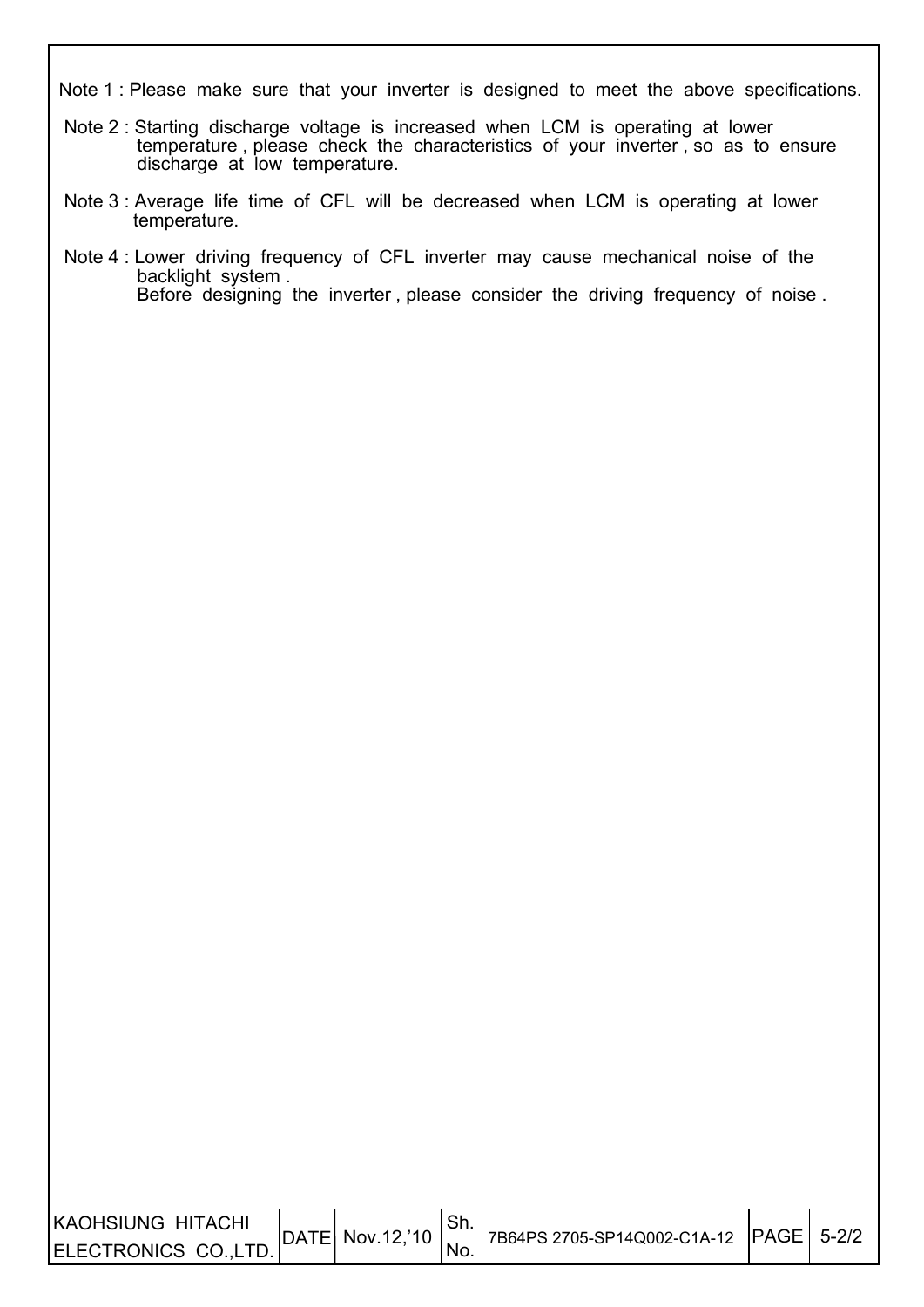Note 1 : Please make sure that your inverter is designed to meet the above specifications.

Note 2 : Starting discharge voltage is increased when LCM is operating at lower temperature , please check the characteristics of your inverter , so as to ensure discharge at low temperature.

Note 3 : Average life time of CFL will be decreased when LCM is operating at lower temperature.

Note 4 : Lower driving frequency of CFL inverter may cause mechanical noise of the backlight system .
Before designing the inverter , please consider the driving frequency of noise .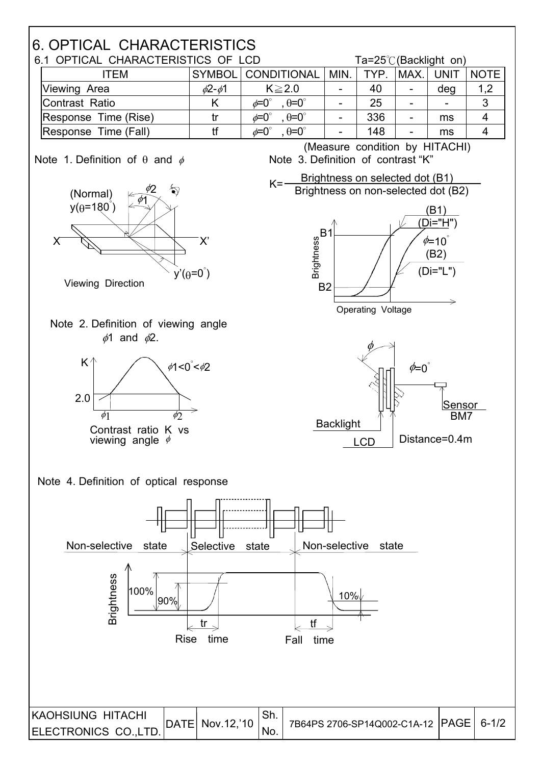# 6. OPTICAL CHARACTERISTICS

## 6.1 OPTICAL CHARACTERISTICS OF LCD

Ta=25℃(Backlight on)

| ITEM | SYMBOL | CONDITIONAL | MIN. | TYP. | MAX. | UNIT | NOTE |
|---|---|---|---|---|---|---|---|
| Viewing Area | $\phi2$-$\phi1$ | K≧2.0 | - | 40 | - | deg | 1,2 |
| Contrast Ratio | K | $\phi$=0°, θ=0° | - | 25 | - | - | 3 |
| Response Time (Rise) | tr | $\phi$=0°, θ=0° | - | 336 | - | ms | 4 |
| Response Time (Fall) | tf | $\phi$=0°, θ=0° | - | 148 | - | ms | 4 |

(Measure condition by HITACHI)

Note 1. Definition of θ and $\phi$

(Normal) y(θ=180°), $\phi2$, $\phi1$, X, X', y'(θ=0°)

Viewing Direction

Note 2. Definition of viewing angle $\phi1$ and $\phi2$.

K, 2.0, $\phi1$, $\phi2$, $\phi1$<0°<$\phi2$

Contrast ratio K vs viewing angle $\phi$

Note 3. Definition of contrast "K"

$$K=\frac{\text{Brightness on selected dot (B1)}}{\text{Brightness on non-selected dot (B2)}}$$

Brightness, B1, B2, (B1) (Di="H"), $\phi$=10°, (B2) (Di="L"), Operating Voltage

$\phi$, $\phi$=0°, Sensor BM7, Backlight, LCD, Distance=0.4m

Note 4. Definition of optical response

Non-selective state, Selective state, Non-selective state

Brightness, 100%, 90%, 10%, tr, tf

Rise time, Fall time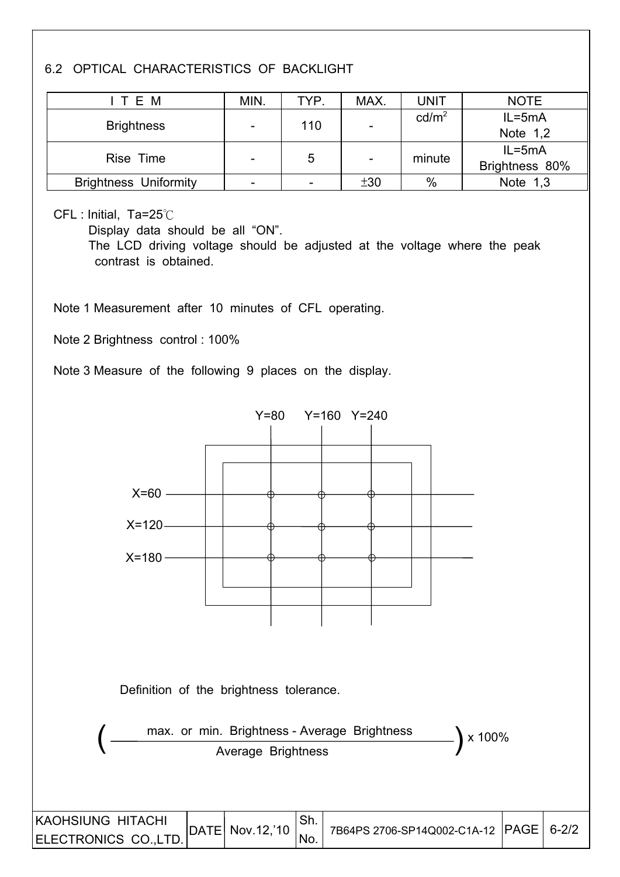## 6.2 OPTICAL CHARACTERISTICS OF BACKLIGHT

| I T E M | MIN. | TYP. | MAX. | UNIT | NOTE |
|---|---|---|---|---|---|
| Brightness | - | 110 | - | $cd/m^2$ | IL=5mA Note 1,2 |
| Rise Time | - | 5 | - | minute | IL=5mA Brightness 80% |
| Brightness Uniformity | - | - | ±30 | % | Note 1,3 |

CFL : Initial, Ta=25℃

Display data should be all “ON”.

The LCD driving voltage should be adjusted at the voltage where the peak contrast is obtained.

Note 1 Measurement after 10 minutes of CFL operating.

Note 2 Brightness control : 100%

Note 3 Measure of the following 9 places on the display.

Y=80 Y=160 Y=240

X=60

X=120

X=180

Definition of the brightness tolerance.

$$\left( \frac{\text{max. or min. Brightness - Average Brightness}}{\text{Average Brightness}} \right) \times 100\%$$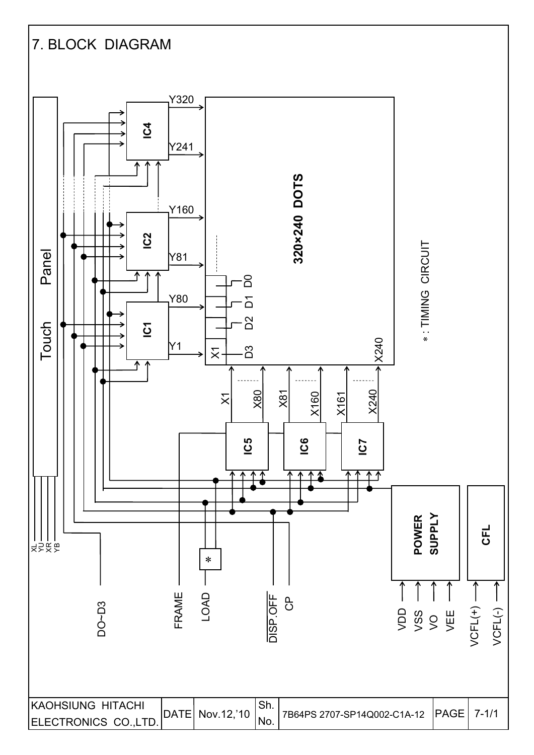# 7. BLOCK DIAGRAM

Touch Panel

XL YU XR YB

IC4 (Y241–Y320), IC2 (Y81–Y160), IC1 (Y1–Y80)

320×240 DOTS

X1 D3, D2, D1, D0

X240

IC5 (X1–X80), IC6 (X81–X160), IC7 (X161–X240)

* : TIMING CIRCUIT

POWER SUPPLY

CFL

DO~D3

FRAME

LOAD

*

$\overline{\text{DISP.OFF}}$

CP

VDD, VSS, VO, VEE

VCFL(+), VCFL(-)

| KAOHSIUNG HITACHI ELECTRONICS CO.,LTD. | DATE | Nov.12,'10 | Sh. No. | 7B64PS 2707-SP14Q002-C1A-12 | PAGE | 7-1/1 |
|---|---|---|---|---|---|---|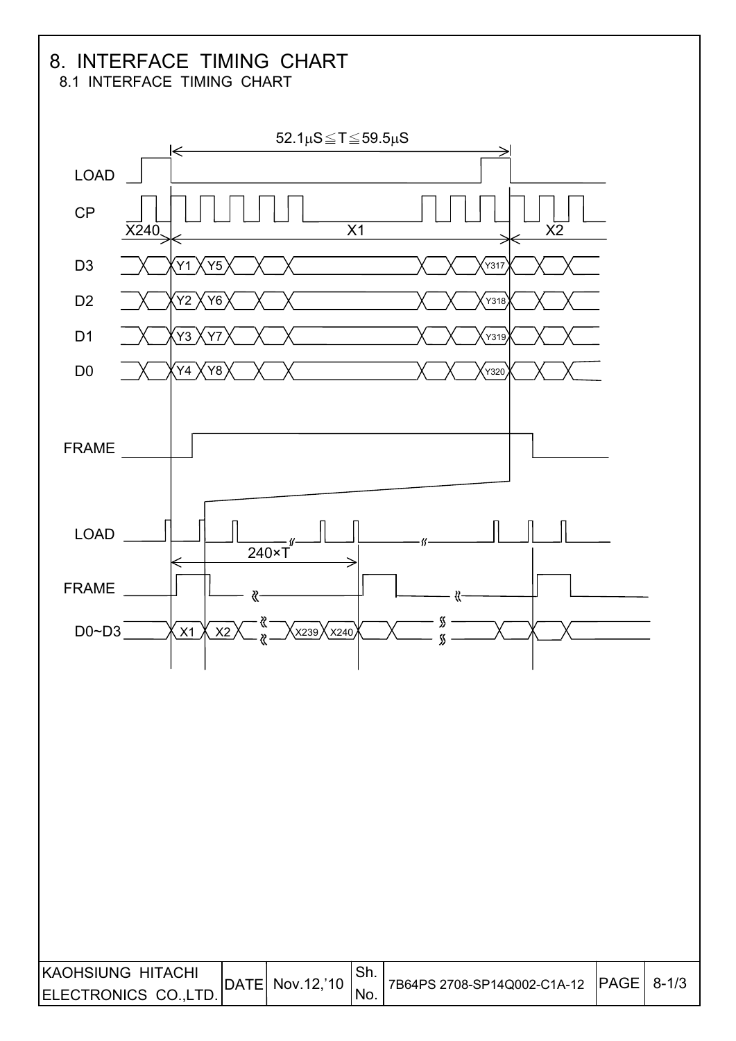# 8. INTERFACE TIMING CHART

## 8.1 INTERFACE TIMING CHART

$52.1\mu S \leqq T \leqq 59.5\mu S$

LOAD

CP

X240 X1 X2

D3 Y1 Y5 Y317

D2 Y2 Y6 Y318

D1 Y3 Y7 Y319

D0 Y4 Y8 Y320

FRAME

LOAD

240×T

FRAME

D0~D3 X1 X2 X239 X240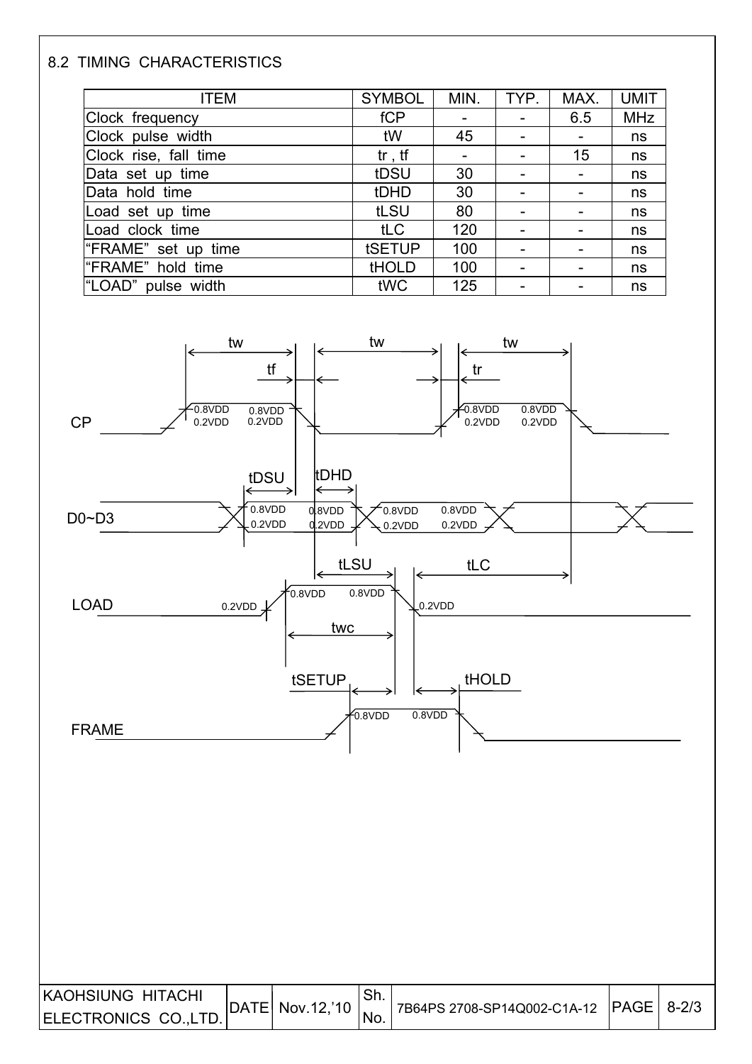## 8.2 TIMING CHARACTERISTICS

| ITEM | SYMBOL | MIN. | TYP. | MAX. | UMIT |
|---|---|---|---|---|---|
| Clock frequency | fCP | - | - | 6.5 | MHz |
| Clock pulse width | tW | 45 | - | - | ns |
| Clock rise, fall time | tr , tf | - | - | 15 | ns |
| Data set up time | tDSU | 30 | - | - | ns |
| Data hold time | tDHD | 30 | - | - | ns |
| Load set up time | tLSU | 80 | - | - | ns |
| Load clock time | tLC | 120 | - | - | ns |
| "FRAME" set up time | tSETUP | 100 | - | - | ns |
| "FRAME" hold time | tHOLD | 100 | - | - | ns |
| "LOAD" pulse width | tWC | 125 | - | - | ns |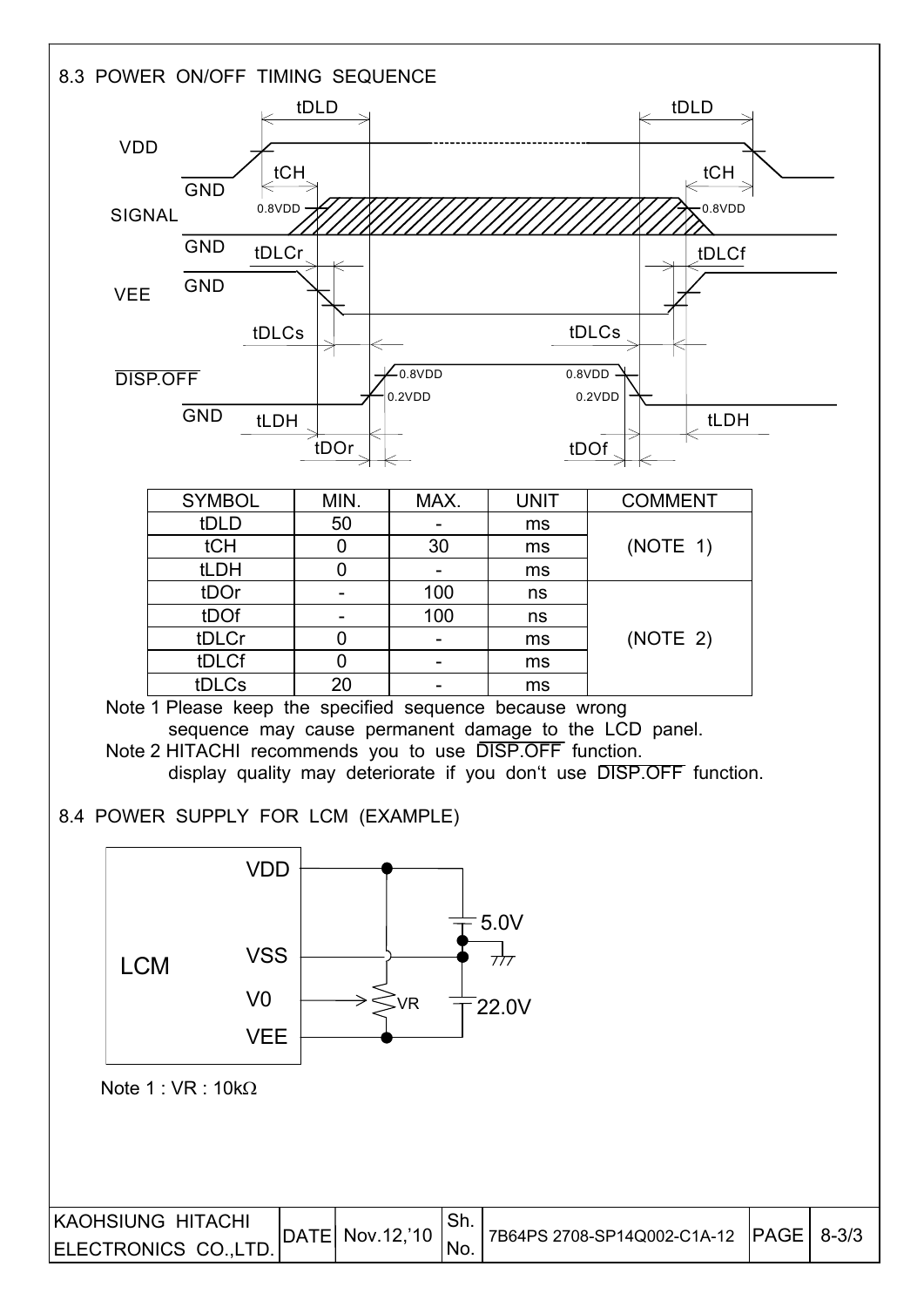## 8.3 POWER ON/OFF TIMING SEQUENCE

| SYMBOL | MIN. | MAX. | UNIT | COMMENT |
|---|---|---|---|---|
| tDLD | 50 | - | ms | (NOTE 1) |
| tCH | 0 | 30 | ms | |
| tLDH | 0 | - | ms | |
| tDOr | - | 100 | ns | (NOTE 2) |
| tDOf | - | 100 | ns | |
| tDLCr | 0 | - | ms | |
| tDLCf | 0 | - | ms | |
| tDLCs | 20 | - | ms | |

Note 1 Please keep the specified sequence because wrong sequence may cause permanent damage to the LCD panel.

Note 2 HITACHI recommends you to use $\overline{\text{DISP.OFF}}$ function. display quality may deteriorate if you don't use $\overline{\text{DISP.OFF}}$ function.

## 8.4 POWER SUPPLY FOR LCM (EXAMPLE)

Note 1 : VR : 10kΩ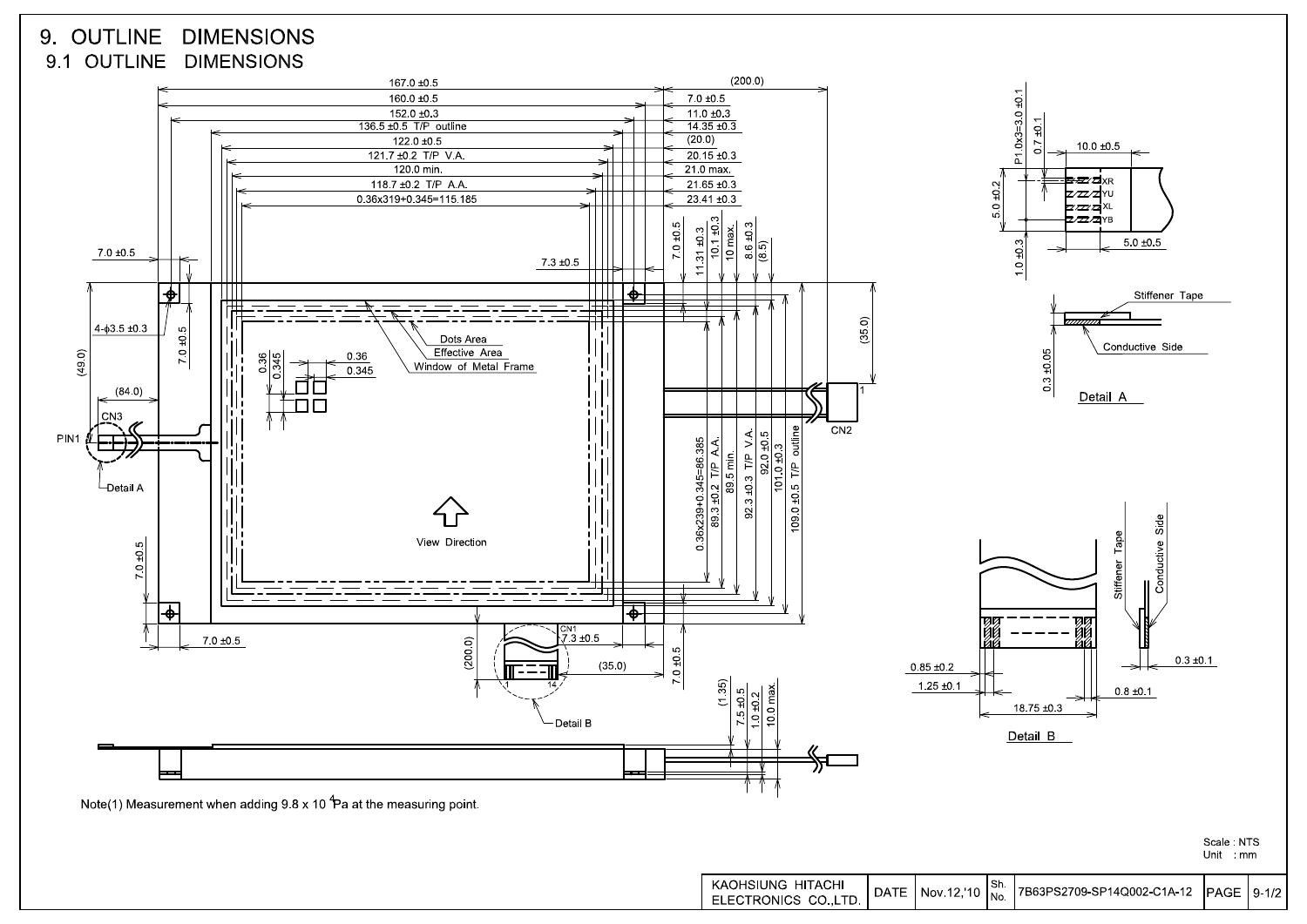# 9. OUTLINE DIMENSIONS

## 9.1 OUTLINE DIMENSIONS

Note(1) Measurement when adding 9.8 x $10^4$ Pa at the measuring point.

Scale : NTS
Unit : mm

| KAOHSIUNG HITACHI ELECTRONICS CO.,LTD. | DATE | Nov.12,'10 | Sh. No. | 7B63PS2709-SP14Q002-C1A-12 | PAGE | 9-1/2 |
|---|---|---|---|---|---|---|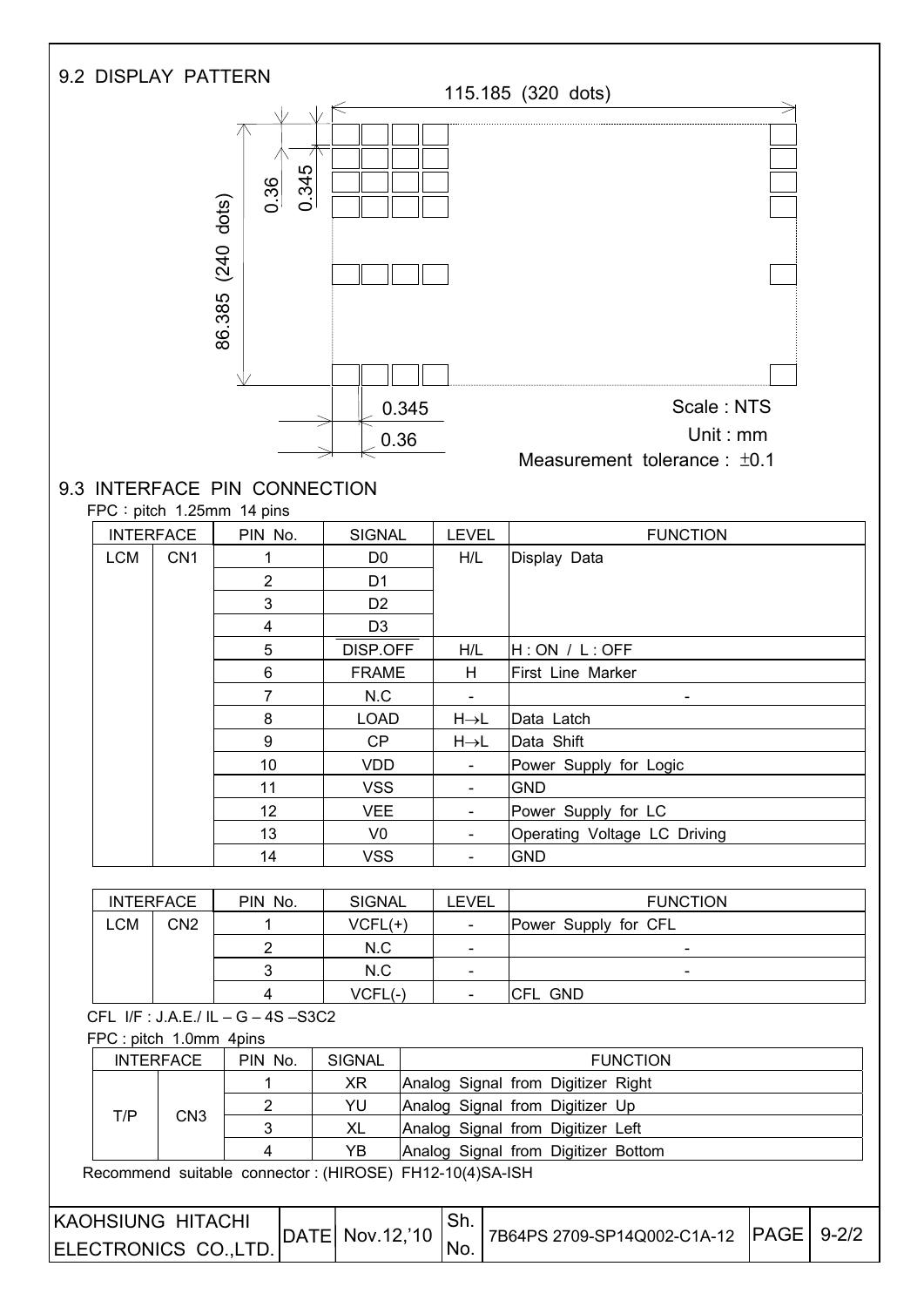## 9.2 DISPLAY PATTERN

115.185 (320 dots)

86.385 (240 dots)

0.36

0.345

0.345

0.36

Scale : NTS

Unit : mm

Measurement tolerance : ±0.1

## 9.3 INTERFACE PIN CONNECTION

FPC : pitch 1.25mm 14 pins

| INTERFACE | | PIN No. | SIGNAL | LEVEL | FUNCTION |
|---|---|---|---|---|---|
| LCM | CN1 | 1 | D0 | H/L | Display Data |
| | | 2 | D1 | | |
| | | 3 | D2 | | |
| | | 4 | D3 | | |
| | | 5 | $\overline{\text{DISP.OFF}}$ | H/L | H : ON / L : OFF |
| | | 6 | FRAME | H | First Line Marker |
| | | 7 | N.C | - | - |
| | | 8 | LOAD | H→L | Data Latch |
| | | 9 | CP | H→L | Data Shift |
| | | 10 | VDD | - | Power Supply for Logic |
| | | 11 | VSS | - | GND |
| | | 12 | VEE | - | Power Supply for LC |
| | | 13 | V0 | - | Operating Voltage LC Driving |
| | | 14 | VSS | - | GND |

| INTERFACE | | PIN No. | SIGNAL | LEVEL | FUNCTION |
|---|---|---|---|---|---|
| LCM | CN2 | 1 | VCFL(+) | - | Power Supply for CFL |
| | | 2 | N.C | - | - |
| | | 3 | N.C | - | - |
| | | 4 | VCFL(-) | - | CFL GND |

CFL I/F : J.A.E./ IL – G – 4S –S3C2

FPC : pitch 1.0mm 4pins

| INTERFACE | | PIN No. | SIGNAL | FUNCTION |
|---|---|---|---|---|
| T/P | CN3 | 1 | XR | Analog Signal from Digitizer Right |
| | | 2 | YU | Analog Signal from Digitizer Up |
| | | 3 | XL | Analog Signal from Digitizer Left |
| | | 4 | YB | Analog Signal from Digitizer Bottom |

Recommend suitable connector : (HIROSE) FH12-10(4)SA-ISH

| KAOHSIUNG HITACHI ELECTRONICS CO.,LTD. | DATE | Nov.12,'10 | Sh. No. | 7B64PS 2709-SP14Q002-C1A-12 | PAGE | 9-2/2 |
|---|---|---|---|---|---|---|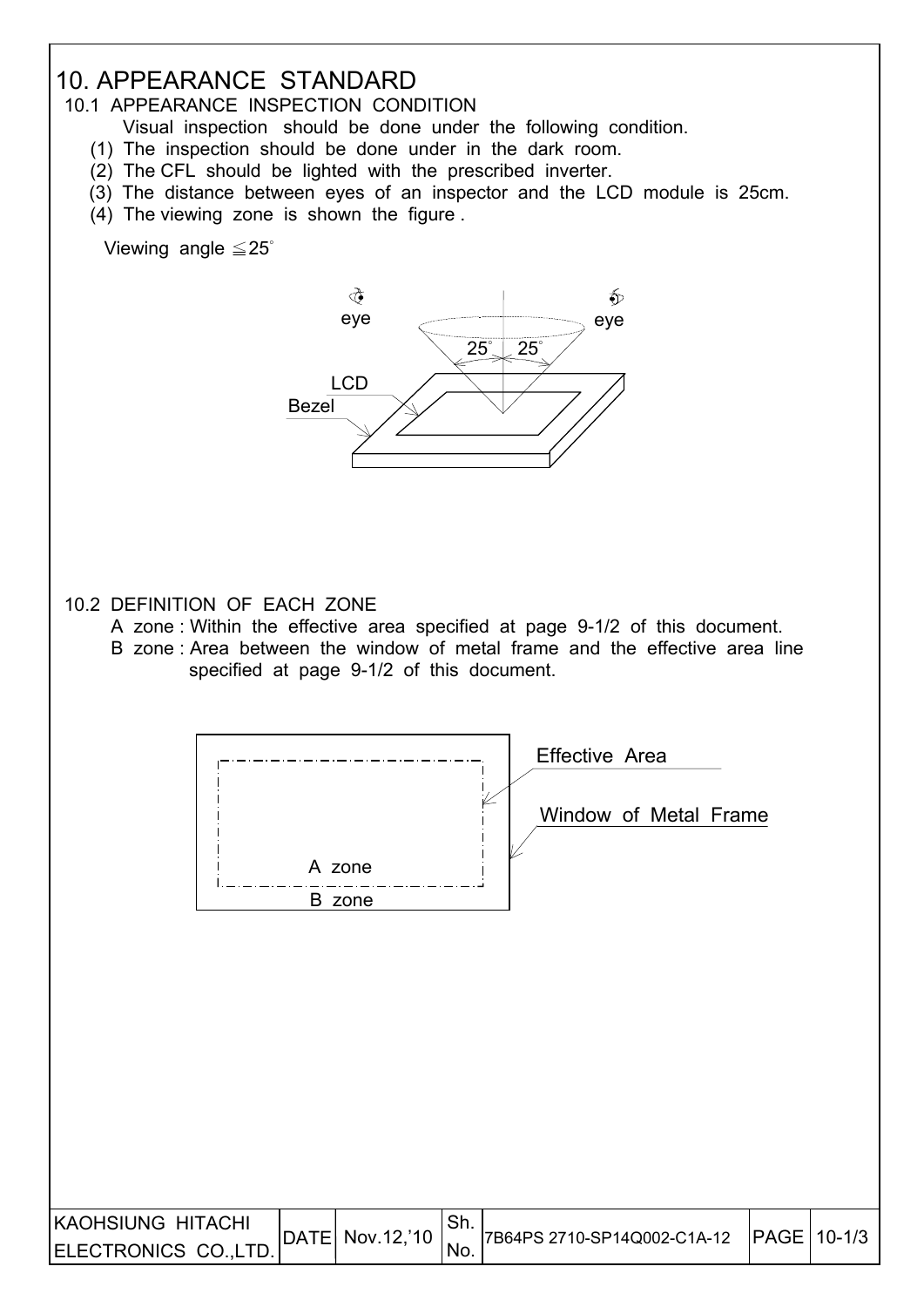# 10. APPEARANCE STANDARD

## 10.1 APPEARANCE INSPECTION CONDITION

Visual inspection should be done under the following condition.

(1) The inspection should be done under in the dark room.
(2) The CFL should be lighted with the prescribed inverter.
(3) The distance between eyes of an inspector and the LCD module is 25cm.
(4) The viewing zone is shown the figure .

Viewing angle ≦25°

eye eye
25° 25°
LCD
Bezel

## 10.2 DEFINITION OF EACH ZONE

A zone : Within the effective area specified at page 9-1/2 of this document.
B zone : Area between the window of metal frame and the effective area line specified at page 9-1/2 of this document.

Effective Area
Window of Metal Frame
A zone
B zone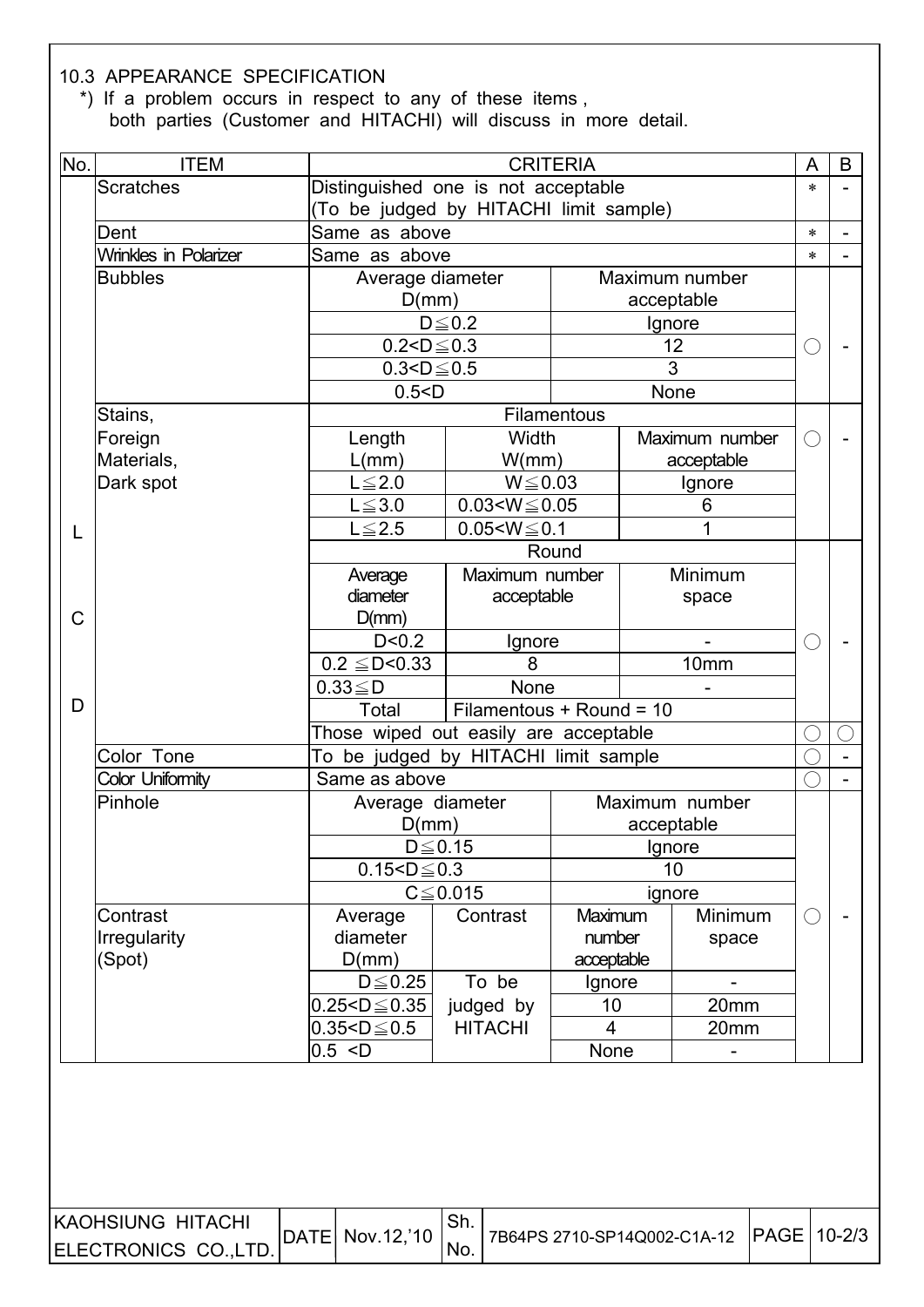### 10.3 APPEARANCE SPECIFICATION

*) If a problem occurs in respect to any of these items , both parties (Customer and HITACHI) will discuss in more detail.

| No. | ITEM | CRITERIA | | | | A | B |
|---|---|---|---|---|---|---|---|
| LCD | Scratches | Distinguished one is not acceptable (To be judged by HITACHI limit sample) | | | | * | - |
| | Dent | Same as above | | | | * | - |
| | Wrinkles in Polarizer | Same as above | | | | * | - |
| | Bubbles | Average diameter D(mm) | | Maximum number acceptable | | ○ | - |
| | | $D \leqq 0.2$ | | Ignore | | | |
| | | $0.2<D \leqq 0.3$ | | 12 | | | |
| | | $0.3<D \leqq 0.5$ | | 3 | | | |
| | | $0.5<D$ | | None | | | |
| | Stains, Foreign Materials, Dark spot | Filamentous | | | | ○ | - |
| | | Length L(mm) | Width W(mm) | Maximum number acceptable | | | |
| | | $L \leqq 2.0$ | $W \leqq 0.03$ | Ignore | | | |
| | | $L \leqq 3.0$ | $0.03<W \leqq 0.05$ | 6 | | | |
| | | $L \leqq 2.5$ | $0.05<W \leqq 0.1$ | 1 | | | |
| | | Round | | | | ○ | - |
| | | Average diameter D(mm) | Maximum number acceptable | Minimum space | | | |
| | | $D<0.2$ | Ignore | - | | | |
| | | $0.2 \leqq D<0.33$ | 8 | 10mm | | | |
| | | $0.33 \leqq D$ | None | - | | | |
| | | Total | Filamentous + Round = 10 | | | | |
| | | Those wiped out easily are acceptable | | | | ○ | ○ |
| | Color Tone | To be judged by HITACHI limit sample | | | | ○ | - |
| | Color Uniformity | Same as above | | | | ○ | - |
| | Pinhole | Average diameter D(mm) | | Maximum number acceptable | | ○ | - |
| | | $D \leqq 0.15$ | | Ignore | | | |
| | | $0.15<D \leqq 0.3$ | | 10 | | | |
| | | $C \leqq 0.015$ | | ignore | | | |
| | Contrast Irregularity (Spot) | Average diameter D(mm) | Contrast | Maximum number acceptable | Minimum space | | |
| | | $D \leqq 0.25$ | To be judged by HITACHI | Ignore | - | | |
| | | $0.25<D \leqq 0.35$ | | 10 | 20mm | | |
| | | $0.35<D \leqq 0.5$ | | 4 | 20mm | | |
| | | $0.5 <D$ | | None | - | | |

| KAOHSIUNG HITACHI ELECTRONICS CO.,LTD. | DATE | Nov.12,'10 | Sh. No. | 7B64PS 2710-SP14Q002-C1A-12 | PAGE | 10-2/3 |
|---|---|---|---|---|---|---|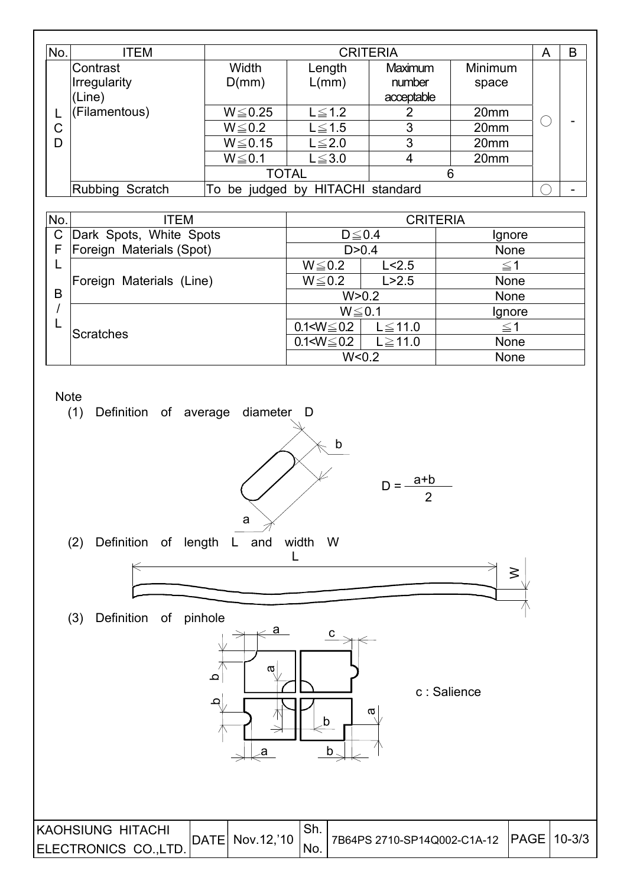| No. | ITEM | CRITERIA | | | | A | B |
|---|---|---|---|---|---|---|---|
| LCD | Contrast Irregularity (Line) (Filamentous) | Width D(mm) | Length L(mm) | Maximum number acceptable | Minimum space | ○ | - |
| | | W≦0.25 | L≦1.2 | 2 | 20mm | | |
| | | W≦0.2 | L≦1.5 | 3 | 20mm | | |
| | | W≦0.15 | L≦2.0 | 3 | 20mm | | |
| | | W≦0.1 | L≦3.0 | 4 | 20mm | | |
| | | TOTAL | | 6 | | | |
| | Rubbing Scratch | To be judged by HITACHI standard | | | | ○ | - |

| No. | ITEM | CRITERIA | | |
|---|---|---|---|---|
| CFL B/L | Dark Spots, White Spots Foreign Materials (Spot) | D≦0.4 | | Ignore |
| | | D>0.4 | | None |
| | Foreign Materials (Line) | W≦0.2 | L<2.5 | ≦1 |
| | | W≦0.2 | L>2.5 | None |
| | | W>0.2 | | None |
| | Scratches | W≦0.1 | | Ignore |
| | | 0.1<W≦0.2 | L≦11.0 | ≦1 |
| | | 0.1<W≦0.2 | L≧11.0 | None |
| | | W<0.2 | | None |

Note

(1) Definition of average diameter D

$$D = \frac{a+b}{2}$$

(2) Definition of length L and width W

(3) Definition of pinhole

c : Salience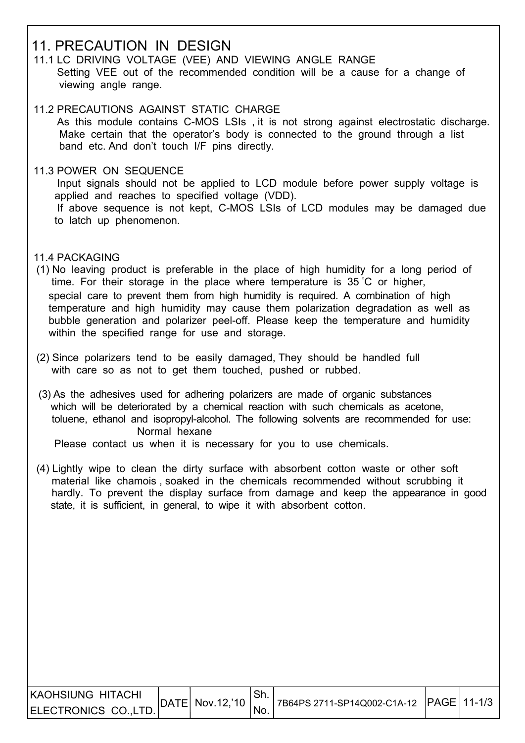# 11. PRECAUTION IN DESIGN

## 11.1 LC DRIVING VOLTAGE (VEE) AND VIEWING ANGLE RANGE

Setting VEE out of the recommended condition will be a cause for a change of viewing angle range.

## 11.2 PRECAUTIONS AGAINST STATIC CHARGE

As this module contains C-MOS LSIs , it is not strong against electrostatic discharge. Make certain that the operator's body is connected to the ground through a list band etc. And don't touch I/F pins directly.

## 11.3 POWER ON SEQUENCE

Input signals should not be applied to LCD module before power supply voltage is applied and reaches to specified voltage (VDD).

If above sequence is not kept, C-MOS LSIs of LCD modules may be damaged due to latch up phenomenon.

## 11.4 PACKAGING

(1) No leaving product is preferable in the place of high humidity for a long period of time. For their storage in the place where temperature is 35°C or higher, special care to prevent them from high humidity is required. A combination of high temperature and high humidity may cause them polarization degradation as well as bubble generation and polarizer peel-off. Please keep the temperature and humidity within the specified range for use and storage.

(2) Since polarizers tend to be easily damaged, They should be handled full with care so as not to get them touched, pushed or rubbed.

(3) As the adhesives used for adhering polarizers are made of organic substances which will be deteriorated by a chemical reaction with such chemicals as acetone, toluene, ethanol and isopropyl-alcohol. The following solvents are recommended for use:

Normal hexane

Please contact us when it is necessary for you to use chemicals.

(4) Lightly wipe to clean the dirty surface with absorbent cotton waste or other soft material like chamois , soaked in the chemicals recommended without scrubbing it hardly. To prevent the display surface from damage and keep the appearance in good state, it is sufficient, in general, to wipe it with absorbent cotton.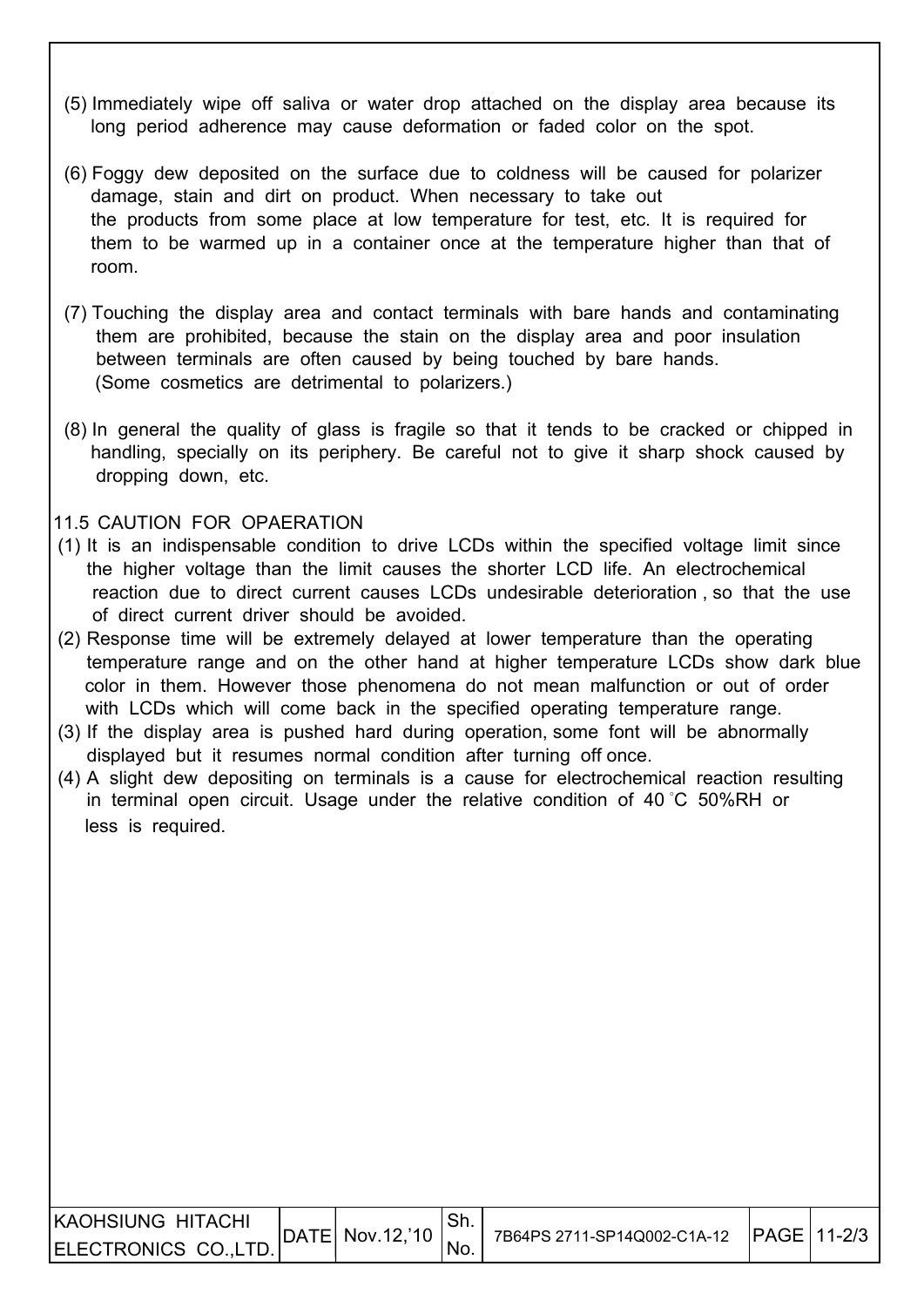(5) Immediately wipe off saliva or water drop attached on the display area because its long period adherence may cause deformation or faded color on the spot.

(6) Foggy dew deposited on the surface due to coldness will be caused for polarizer damage, stain and dirt on product. When necessary to take out the products from some place at low temperature for test, etc. It is required for them to be warmed up in a container once at the temperature higher than that of room.

(7) Touching the display area and contact terminals with bare hands and contaminating them are prohibited, because the stain on the display area and poor insulation between terminals are often caused by being touched by bare hands. (Some cosmetics are detrimental to polarizers.)

(8) In general the quality of glass is fragile so that it tends to be cracked or chipped in handling, specially on its periphery. Be careful not to give it sharp shock caused by dropping down, etc.

11.5 CAUTION FOR OPAERATION

(1) It is an indispensable condition to drive LCDs within the specified voltage limit since the higher voltage than the limit causes the shorter LCD life. An electrochemical reaction due to direct current causes LCDs undesirable deterioration , so that the use of direct current driver should be avoided.

(2) Response time will be extremely delayed at lower temperature than the operating temperature range and on the other hand at higher temperature LCDs show dark blue color in them. However those phenomena do not mean malfunction or out of order with LCDs which will come back in the specified operating temperature range.

(3) If the display area is pushed hard during operation, some font will be abnormally displayed but it resumes normal condition after turning off once.

(4) A slight dew depositing on terminals is a cause for electrochemical reaction resulting in terminal open circuit. Usage under the relative condition of 40 ℃ 50%RH or less is required.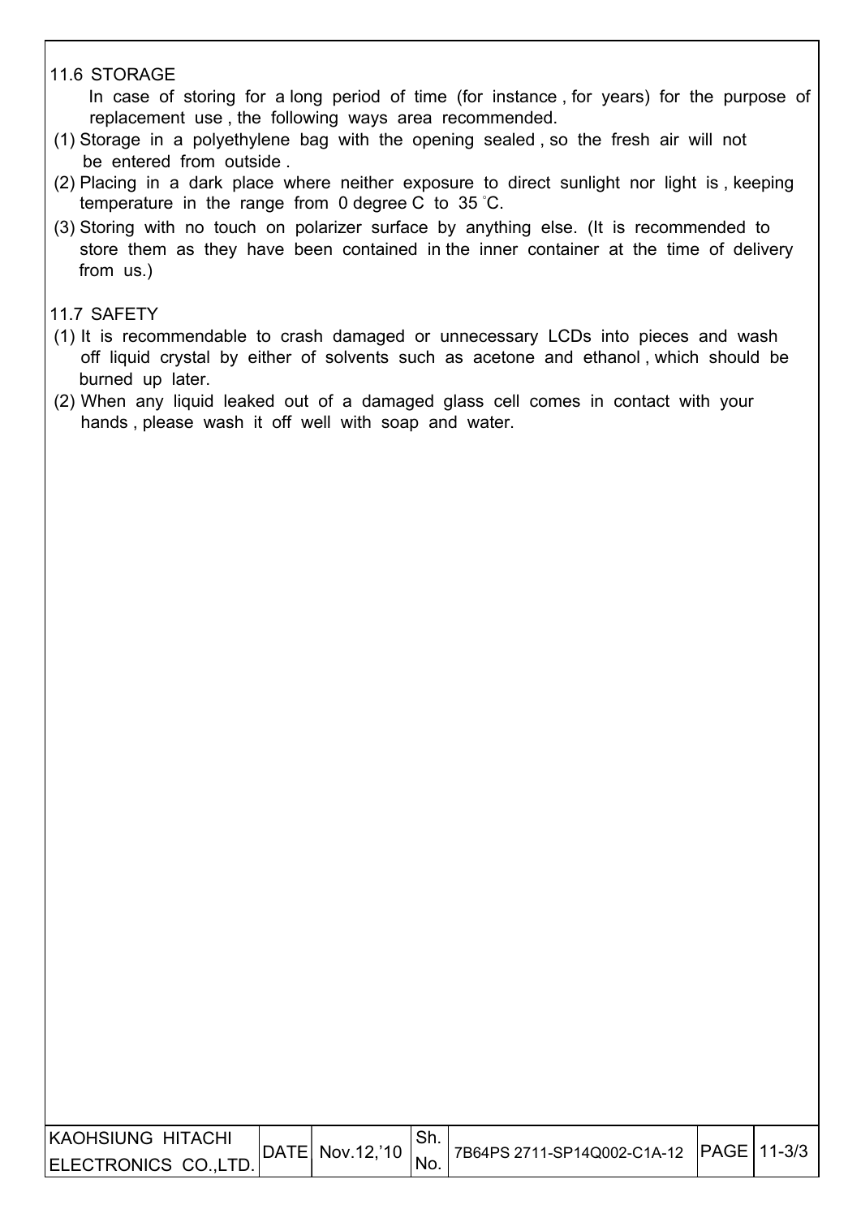## 11.6 STORAGE

In case of storing for a long period of time (for instance, for years) for the purpose of replacement use, the following ways area recommended.

(1) Storage in a polyethylene bag with the opening sealed, so the fresh air will not be entered from outside.

(2) Placing in a dark place where neither exposure to direct sunlight nor light is, keeping temperature in the range from 0 degree C to 35 °C.

(3) Storing with no touch on polarizer surface by anything else. (It is recommended to store them as they have been contained in the inner container at the time of delivery from us.)

## 11.7 SAFETY

(1) It is recommendable to crash damaged or unnecessary LCDs into pieces and wash off liquid crystal by either of solvents such as acetone and ethanol, which should be burned up later.

(2) When any liquid leaked out of a damaged glass cell comes in contact with your hands, please wash it off well with soap and water.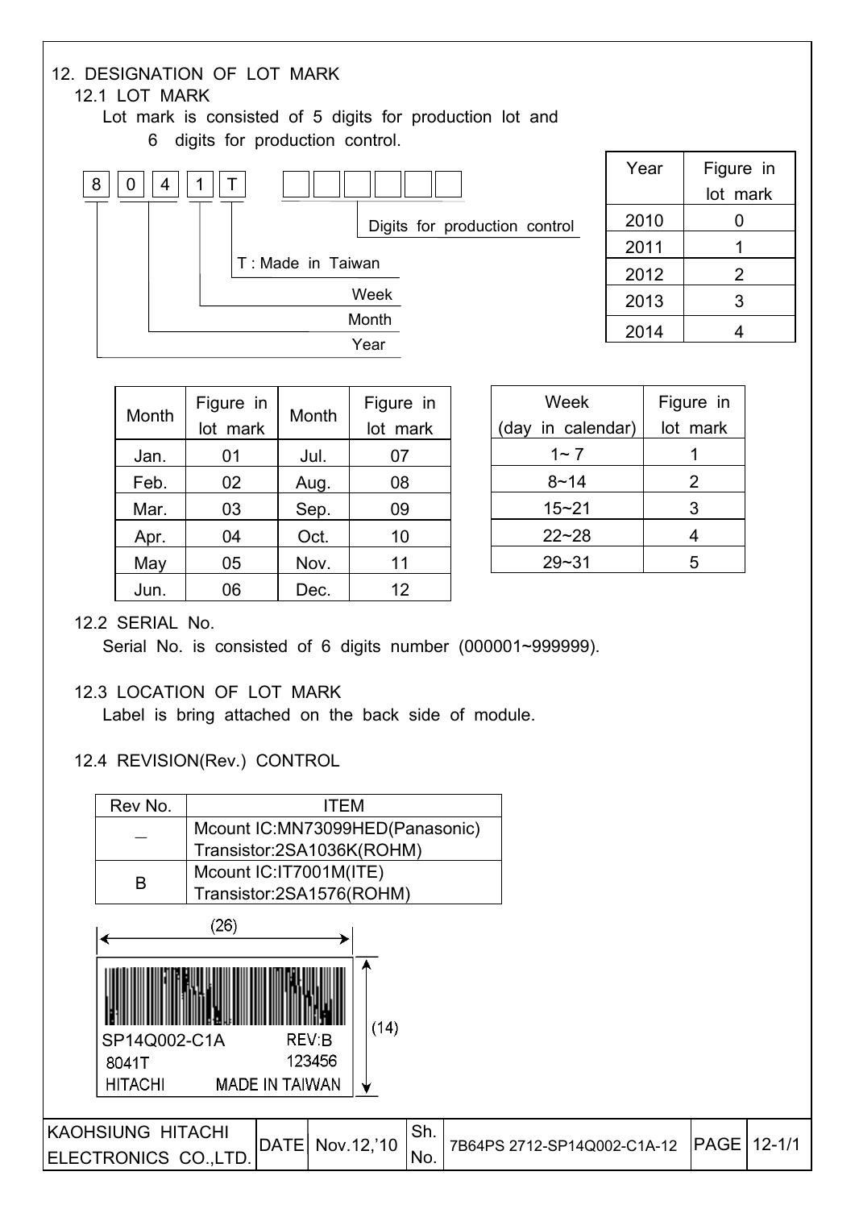# 12. DESIGNATION OF LOT MARK

## 12.1 LOT MARK

Lot mark is consisted of 5 digits for production lot and 6 digits for production control.

8 0 4 1 T ☐☐☐☐☐☐

- Year: 8
- Month: 04
- Week: 1
- T : Made in Taiwan
- Digits for production control

| Year | Figure in lot mark |
|---|---|
| 2010 | 0 |
| 2011 | 1 |
| 2012 | 2 |
| 2013 | 3 |
| 2014 | 4 |

| Month | Figure in lot mark | Month | Figure in lot mark |
|---|---|---|---|
| Jan. | 01 | Jul. | 07 |
| Feb. | 02 | Aug. | 08 |
| Mar. | 03 | Sep. | 09 |
| Apr. | 04 | Oct. | 10 |
| May | 05 | Nov. | 11 |
| Jun. | 06 | Dec. | 12 |

| Week (day in calendar) | Figure in lot mark |
|---|---|
| 1~ 7 | 1 |
| 8~14 | 2 |
| 15~21 | 3 |
| 22~28 | 4 |
| 29~31 | 5 |

## 12.2 SERIAL No.

Serial No. is consisted of 6 digits number (000001~999999).

## 12.3 LOCATION OF LOT MARK

Label is bring attached on the back side of module.

## 12.4 REVISION(Rev.) CONTROL

| Rev No. | ITEM |
|---|---|
| — | Mcount IC:MN73099HED(Panasonic)<br>Transistor:2SA1036K(ROHM) |
| B | Mcount IC:IT7001M(ITE)<br>Transistor:2SA1576(ROHM) |

(26) × (14)

SP14Q002-C1A REV:B
8041T 123456
HITACHI MADE IN TAIWAN

| KAOHSIUNG HITACHI ELECTRONICS CO.,LTD. | DATE | Nov.12,'10 | Sh. No. | 7B64PS 2712-SP14Q002-C1A-12 | PAGE | 12-1/1 |
|---|---|---|---|---|---|---|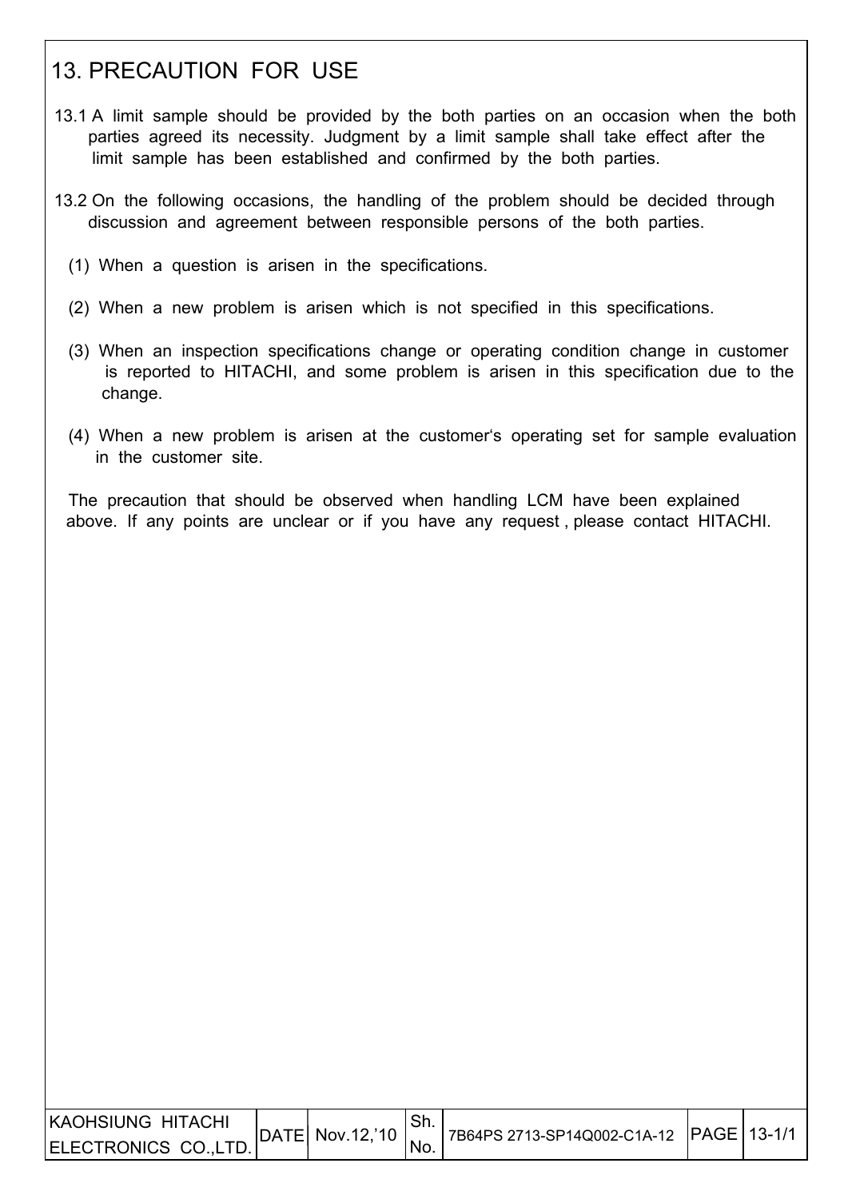# 13. PRECAUTION FOR USE

13.1 A limit sample should be provided by the both parties on an occasion when the both parties agreed its necessity. Judgment by a limit sample shall take effect after the limit sample has been established and confirmed by the both parties.

13.2 On the following occasions, the handling of the problem should be decided through discussion and agreement between responsible persons of the both parties.

(1) When a question is arisen in the specifications.

(2) When a new problem is arisen which is not specified in this specifications.

(3) When an inspection specifications change or operating condition change in customer is reported to HITACHI, and some problem is arisen in this specification due to the change.

(4) When a new problem is arisen at the customer's operating set for sample evaluation in the customer site.

The precaution that should be observed when handling LCM have been explained above. If any points are unclear or if you have any request , please contact HITACHI.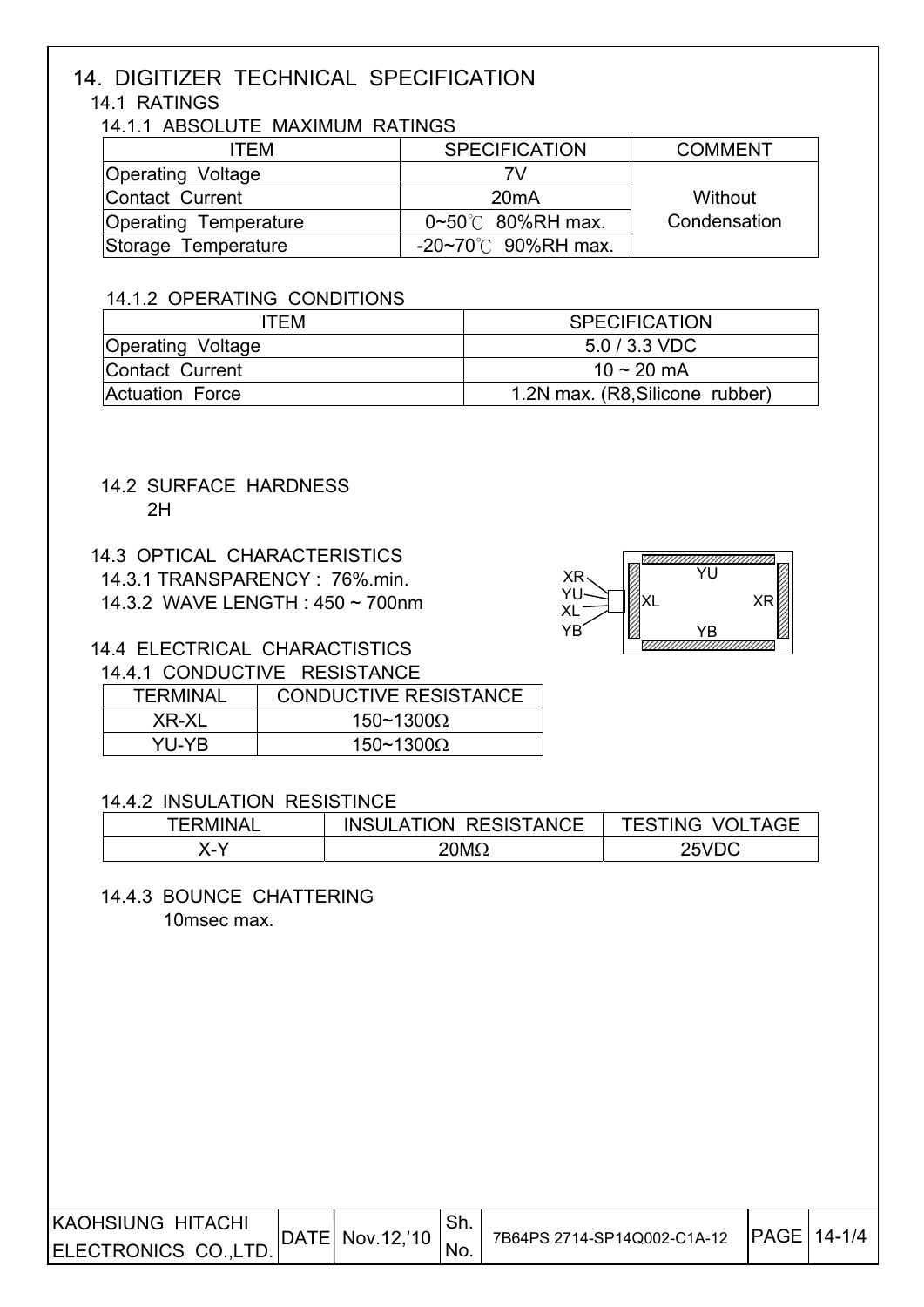# 14. DIGITIZER TECHNICAL SPECIFICATION

## 14.1 RATINGS

### 14.1.1 ABSOLUTE MAXIMUM RATINGS

| ITEM | SPECIFICATION | COMMENT |
|---|---|---|
| Operating Voltage | 7V | Without Condensation |
| Contact Current | 20mA | |
| Operating Temperature | 0~50℃ 80%RH max. | |
| Storage Temperature | -20~70℃ 90%RH max. | |

### 14.1.2 OPERATING CONDITIONS

| ITEM | SPECIFICATION |
|---|---|
| Operating Voltage | 5.0 / 3.3 VDC |
| Contact Current | 10 ~ 20 mA |
| Actuation Force | 1.2N max. (R8,Silicone rubber) |

## 14.2 SURFACE HARDNESS

2H

## 14.3 OPTICAL CHARACTERISTICS

14.3.1 TRANSPARENCY : 76%.min.

14.3.2 WAVE LENGTH : 450 ~ 700nm

XR YU XL YB — YU, XL, XR, YB

## 14.4 ELECTRICAL CHARACTISTICS

### 14.4.1 CONDUCTIVE RESISTANCE

| TERMINAL | CONDUCTIVE RESISTANCE |
|---|---|
| XR-XL | 150~1300Ω |
| YU-YB | 150~1300Ω |

### 14.4.2 INSULATION RESISTINCE

| TERMINAL | INSULATION RESISTANCE | TESTING VOLTAGE |
|---|---|---|
| X-Y | 20MΩ | 25VDC |

### 14.4.3 BOUNCE CHATTERING

10msec max.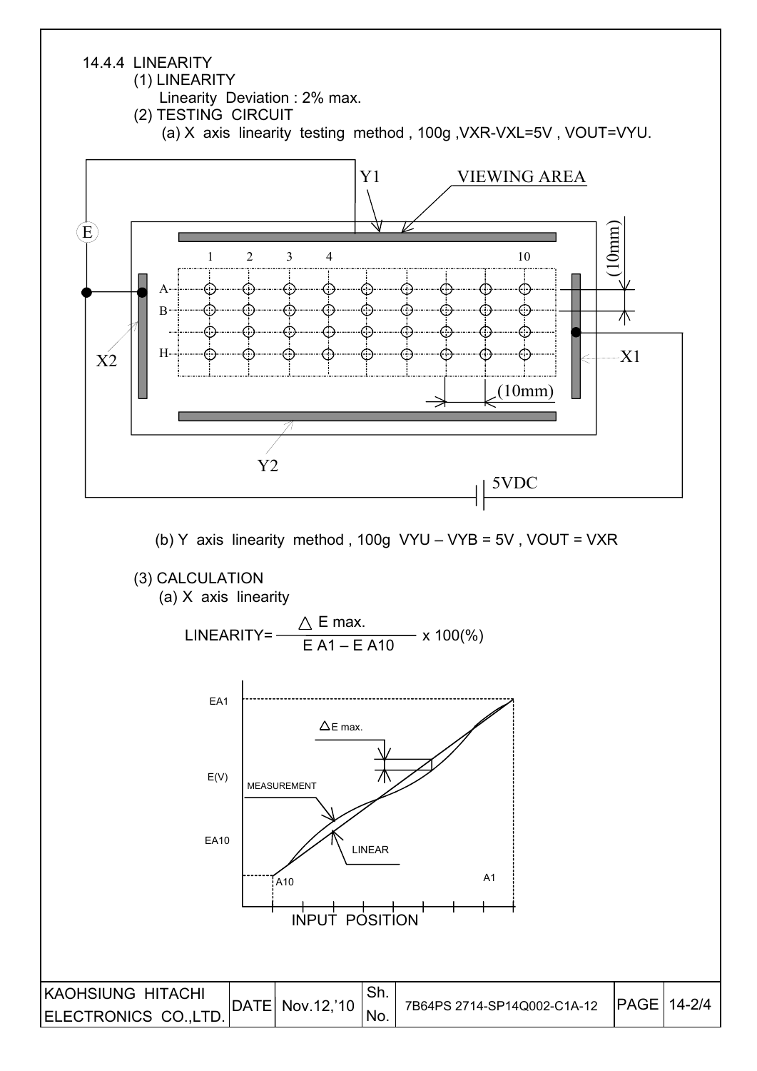14.4.4 LINEARITY

(1) LINEARITY

Linearity Deviation : 2% max.

(2) TESTING CIRCUIT

(a) X axis linearity testing method , 100g ,VXR-VXL=5V , VOUT=VYU.

(b) Y axis linearity method , 100g VYU – VYB = 5V , VOUT = VXR

(3) CALCULATION

(a) X axis linearity

$$\text{LINEARITY} = \frac{\triangle E\ \text{max.}}{E\,A1 - E\,A10} \times 100(\%)$$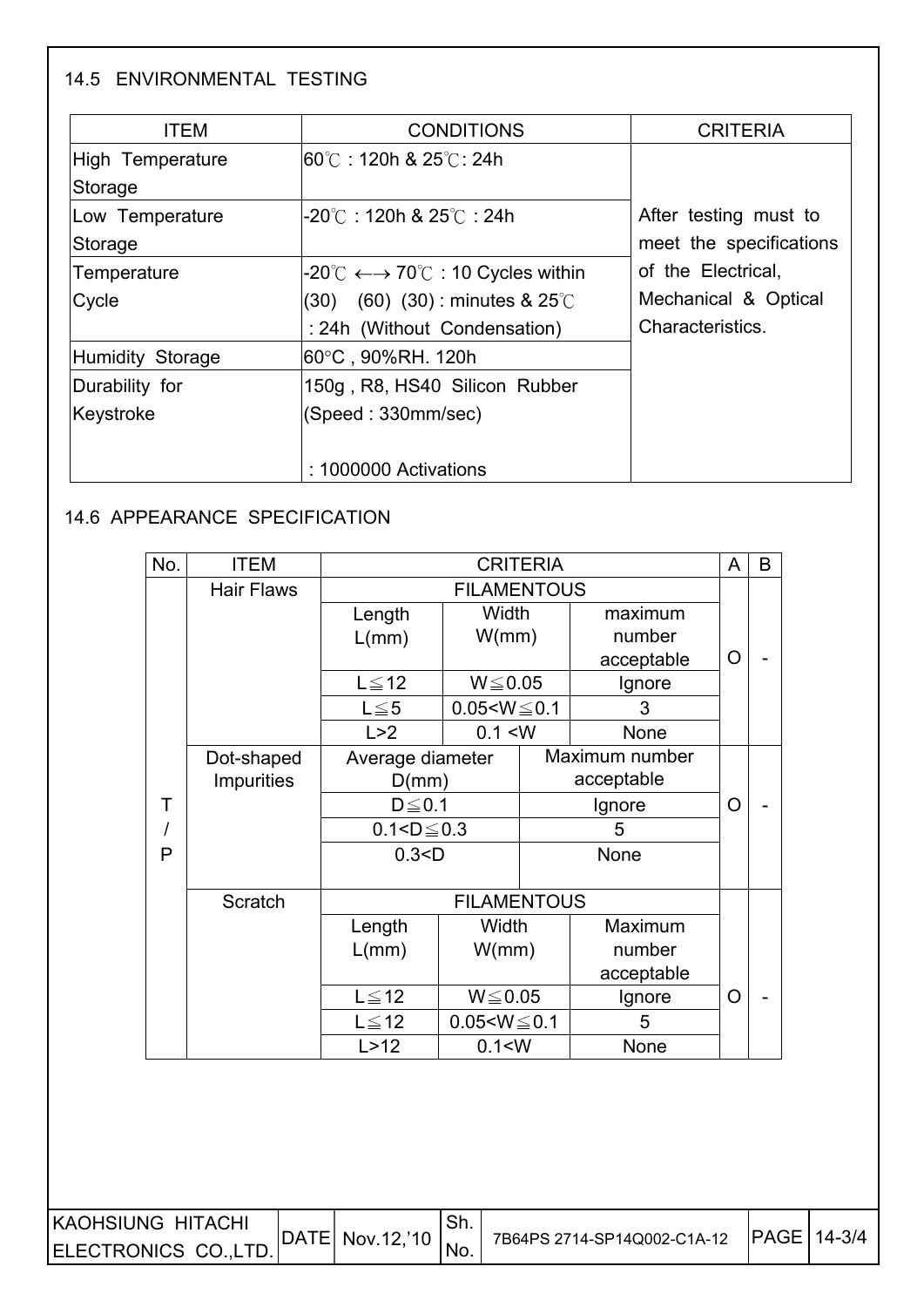## 14.5 ENVIRONMENTAL TESTING

| ITEM | CONDITIONS | CRITERIA |
|---|---|---|
| High Temperature Storage | 60℃ : 120h & 25℃: 24h | After testing must to meet the specifications of the Electrical, Mechanical & Optical Characteristics. |
| Low Temperature Storage | -20℃ : 120h & 25℃ : 24h | |
| Temperature Cycle | -20℃ ←→ 70℃ : 10 Cycles within (30) (60) (30) : minutes & 25℃ : 24h (Without Condensation) | |
| Humidity Storage | 60°C , 90%RH. 120h | |
| Durability for Keystroke | 150g , R8, HS40 Silicon Rubber (Speed : 330mm/sec)<br><br>: 1000000 Activations | |

## 14.6 APPEARANCE SPECIFICATION

| No. | ITEM | CRITERIA | | | A | B |
|---|---|---|---|---|---|---|
| T/P | Hair Flaws | FILAMENTOUS | | | O | - |
| | | Length L(mm) | Width W(mm) | maximum number acceptable | | |
| | | L≦12 | W≦0.05 | Ignore | | |
| | | L≦5 | 0.05<W≦0.1 | 3 | | |
| | | L>2 | 0.1 <W | None | | |
| | Dot-shaped Impurities | Average diameter D(mm) | Maximum number acceptable | | O | - |
| | | D≦0.1 | Ignore | | | |
| | | 0.1<D≦0.3 | 5 | | | |
| | | 0.3<D | None | | | |
| | Scratch | FILAMENTOUS | | | O | - |
| | | Length L(mm) | Width W(mm) | Maximum number acceptable | | |
| | | L≦12 | W≦0.05 | Ignore | | |
| | | L≦12 | 0.05<W≦0.1 | 5 | | |
| | | L>12 | 0.1<W | None | | |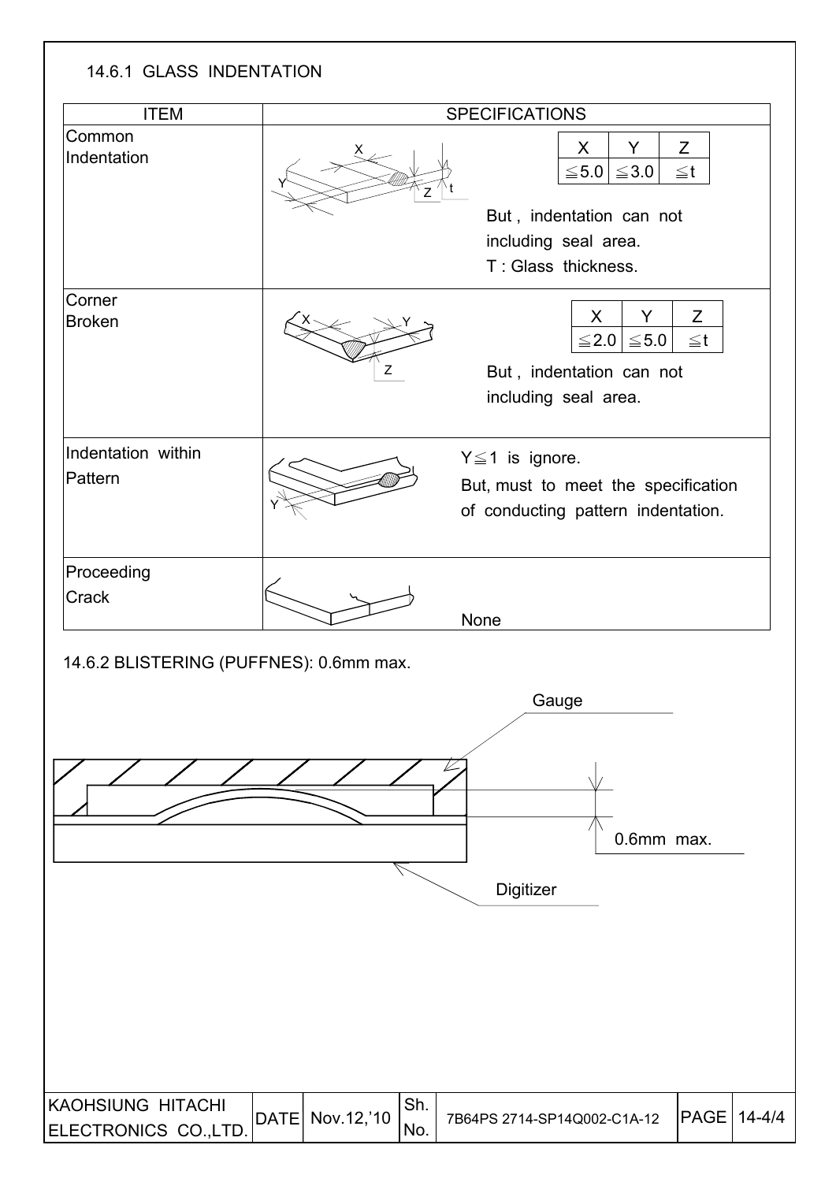#### 14.6.1 GLASS INDENTATION

| ITEM | SPECIFICATIONS |
|---|---|
| Common Indentation | X: ≦5.0, Y: ≦3.0, Z: ≦t<br>But , indentation can not including seal area.<br>T : Glass thickness. |
| Corner Broken | X: ≦2.0, Y: ≦5.0, Z: ≦t<br>But , indentation can not including seal area. |
| Indentation within Pattern | Y≦1 is ignore.<br>But, must to meet the specification of conducting pattern indentation. |
| Proceeding Crack | None |

#### 14.6.2 BLISTERING (PUFFNES): 0.6mm max.

Gauge

0.6mm max.

Digitizer